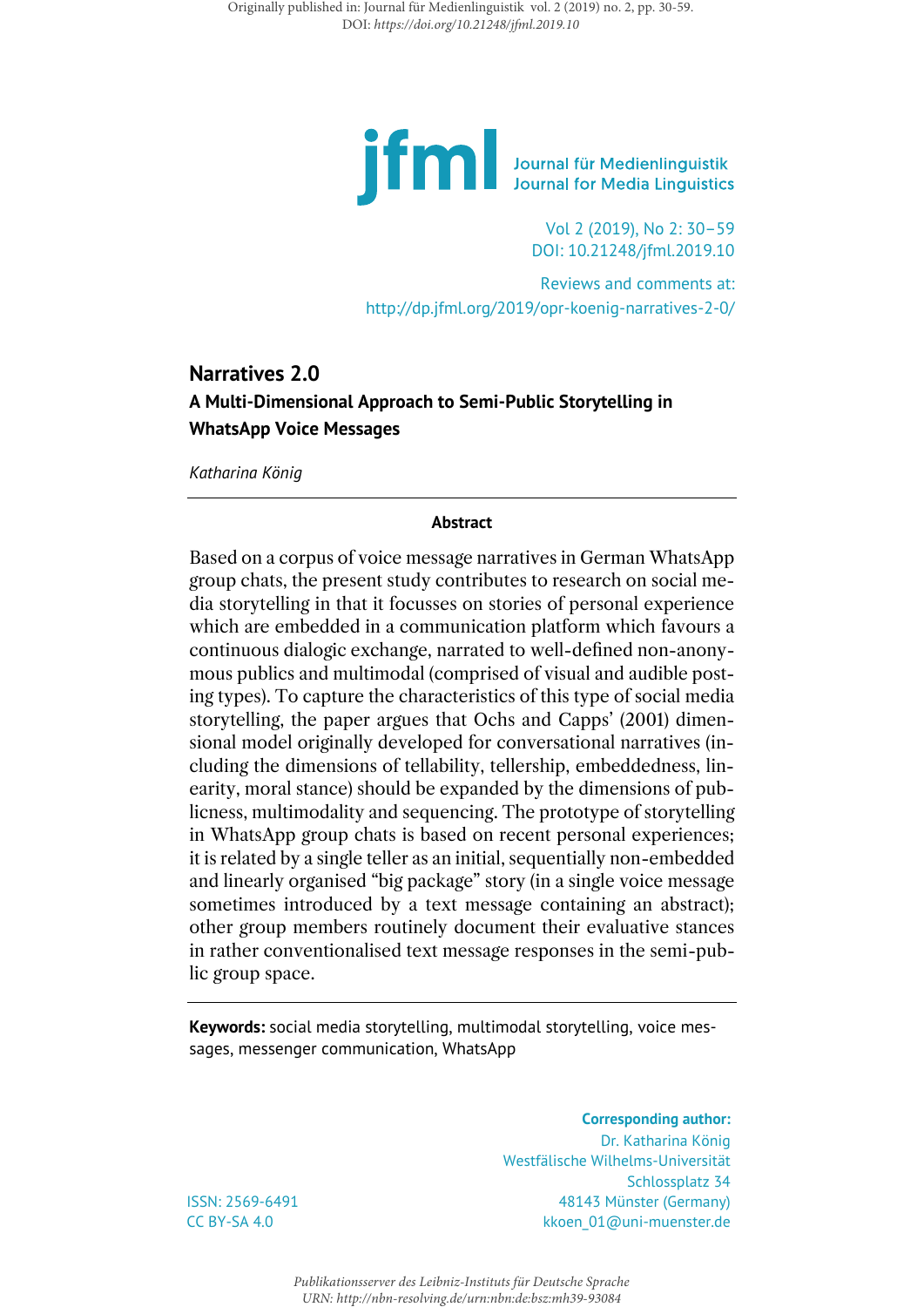Originally published in: Journal für Medienlinguistik vol. 2 (2019) no. 2, pp. 30-59.
DOI: *https://doi.org/10.21248/jfml.2019.10*

**jfml** Journal für Medienlinguistik
Journal for Media Linguistics

Vol 2 (2019), No 2: 30–59
DOI: 10.21248/jfml.2019.10

Reviews and comments at:
http://dp.jfml.org/2019/opr-koenig-narratives-2-0/

# Narratives 2.0

## A Multi-Dimensional Approach to Semi-Public Storytelling in WhatsApp Voice Messages

*Katharina König*

### Abstract

Based on a corpus of voice message narratives in German WhatsApp group chats, the present study contributes to research on social media storytelling in that it focusses on stories of personal experience which are embedded in a communication platform which favours a continuous dialogic exchange, narrated to well-defined non-anonymous publics and multimodal (comprised of visual and audible posting types). To capture the characteristics of this type of social media storytelling, the paper argues that Ochs and Capps' (2001) dimensional model originally developed for conversational narratives (including the dimensions of tellability, tellership, embeddedness, linearity, moral stance) should be expanded by the dimensions of publicness, multimodality and sequencing. The prototype of storytelling in WhatsApp group chats is based on recent personal experiences; it is related by a single teller as an initial, sequentially non-embedded and linearly organised "big package" story (in a single voice message sometimes introduced by a text message containing an abstract); other group members routinely document their evaluative stances in rather conventionalised text message responses in the semi-public group space.

**Keywords:** social media storytelling, multimodal storytelling, voice messages, messenger communication, WhatsApp

**Corresponding author:**
Dr. Katharina König
Westfälische Wilhelms-Universität
Schlossplatz 34
48143 Münster (Germany)
kkoen_01@uni-muenster.de

ISSN: 2569-6491
CC BY-SA 4.0

*Publikationsserver des Leibniz-Instituts für Deutsche Sprache*
*URN: http://nbn-resolving.de/urn:nbn:de:bsz:mh39-93084*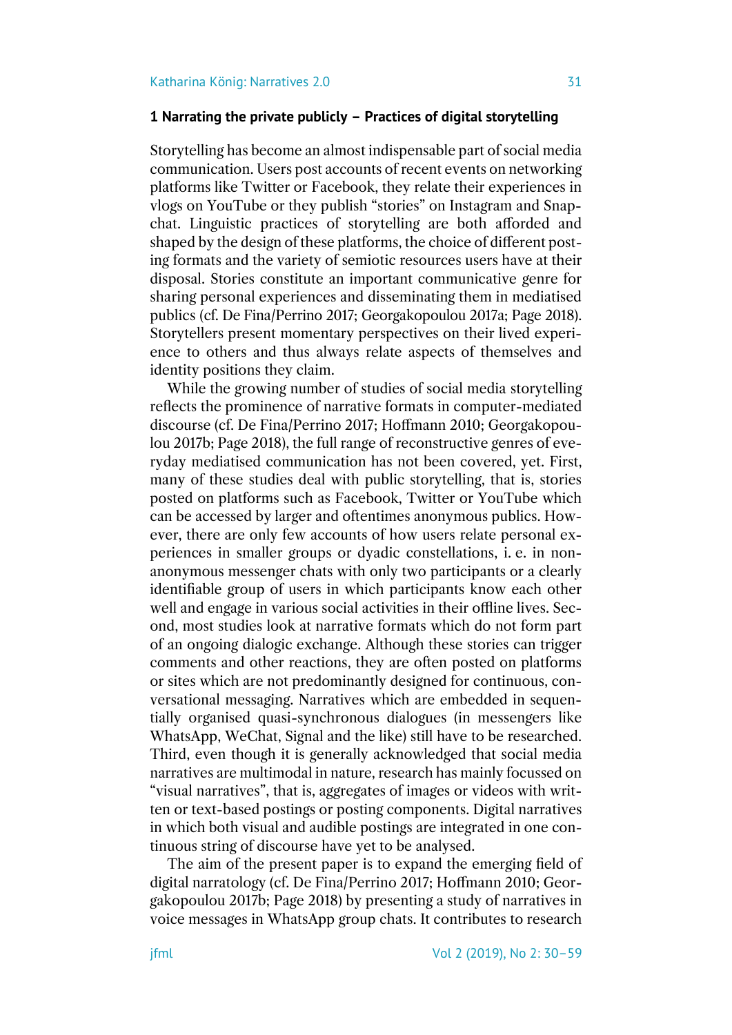## 1 Narrating the private publicly – Practices of digital storytelling

Storytelling has become an almost indispensable part of social media communication. Users post accounts of recent events on networking platforms like Twitter or Facebook, they relate their experiences in vlogs on YouTube or they publish "stories" on Instagram and Snapchat. Linguistic practices of storytelling are both afforded and shaped by the design of these platforms, the choice of different posting formats and the variety of semiotic resources users have at their disposal. Stories constitute an important communicative genre for sharing personal experiences and disseminating them in mediatised publics (cf. De Fina/Perrino 2017; Georgakopoulou 2017a; Page 2018). Storytellers present momentary perspectives on their lived experience to others and thus always relate aspects of themselves and identity positions they claim.

While the growing number of studies of social media storytelling reflects the prominence of narrative formats in computer-mediated discourse (cf. De Fina/Perrino 2017; Hoffmann 2010; Georgakopoulou 2017b; Page 2018), the full range of reconstructive genres of everyday mediatised communication has not been covered, yet. First, many of these studies deal with public storytelling, that is, stories posted on platforms such as Facebook, Twitter or YouTube which can be accessed by larger and oftentimes anonymous publics. However, there are only few accounts of how users relate personal experiences in smaller groups or dyadic constellations, i. e. in non-anonymous messenger chats with only two participants or a clearly identifiable group of users in which participants know each other well and engage in various social activities in their offline lives. Second, most studies look at narrative formats which do not form part of an ongoing dialogic exchange. Although these stories can trigger comments and other reactions, they are often posted on platforms or sites which are not predominantly designed for continuous, conversational messaging. Narratives which are embedded in sequentially organised quasi-synchronous dialogues (in messengers like WhatsApp, WeChat, Signal and the like) still have to be researched. Third, even though it is generally acknowledged that social media narratives are multimodal in nature, research has mainly focussed on "visual narratives", that is, aggregates of images or videos with written or text-based postings or posting components. Digital narratives in which both visual and audible postings are integrated in one continuous string of discourse have yet to be analysed.

The aim of the present paper is to expand the emerging field of digital narratology (cf. De Fina/Perrino 2017; Hoffmann 2010; Georgakopoulou 2017b; Page 2018) by presenting a study of narratives in voice messages in WhatsApp group chats. It contributes to research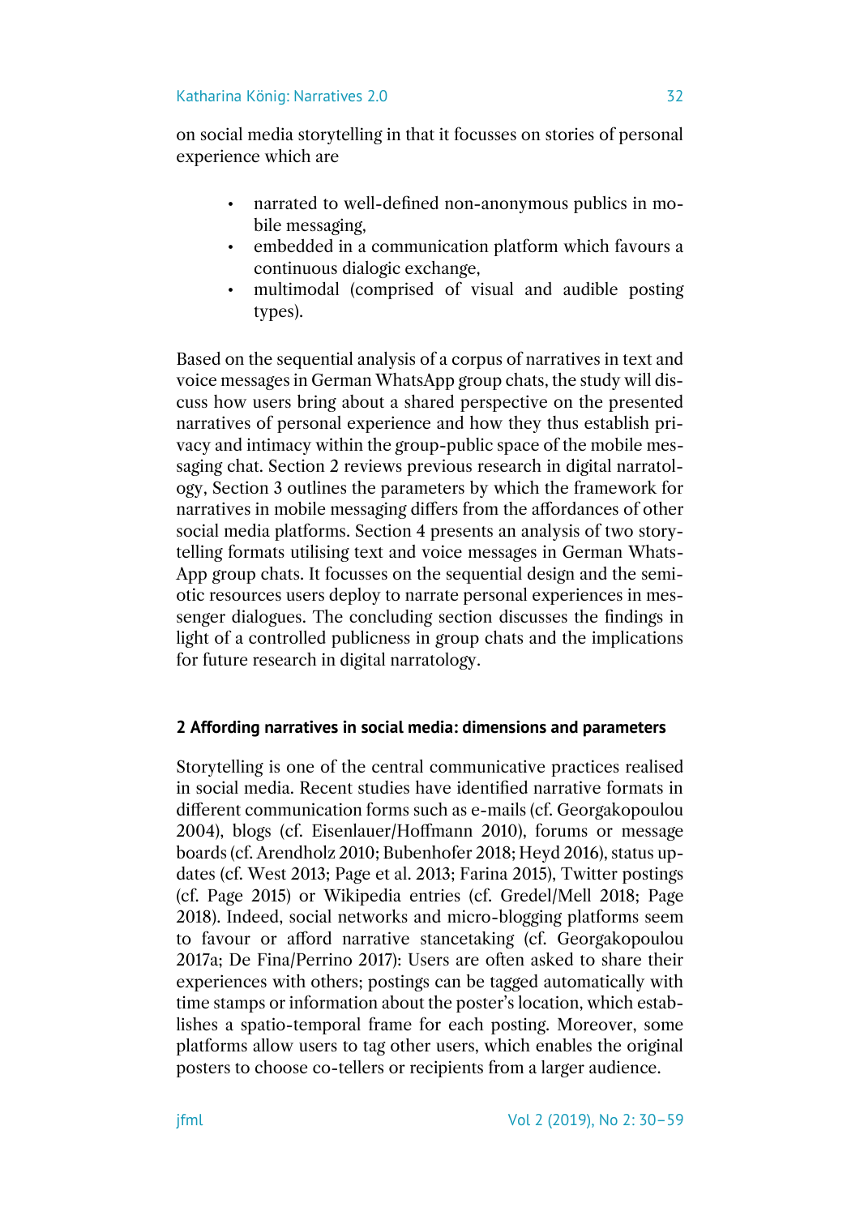on social media storytelling in that it focusses on stories of personal experience which are

- narrated to well-defined non-anonymous publics in mobile messaging,
- embedded in a communication platform which favours a continuous dialogic exchange,
- multimodal (comprised of visual and audible posting types).

Based on the sequential analysis of a corpus of narratives in text and voice messages in German WhatsApp group chats, the study will discuss how users bring about a shared perspective on the presented narratives of personal experience and how they thus establish privacy and intimacy within the group-public space of the mobile messaging chat. Section 2 reviews previous research in digital narratology, Section 3 outlines the parameters by which the framework for narratives in mobile messaging differs from the affordances of other social media platforms. Section 4 presents an analysis of two storytelling formats utilising text and voice messages in German WhatsApp group chats. It focusses on the sequential design and the semiotic resources users deploy to narrate personal experiences in messenger dialogues. The concluding section discusses the findings in light of a controlled publicness in group chats and the implications for future research in digital narratology.

## 2 Affording narratives in social media: dimensions and parameters

Storytelling is one of the central communicative practices realised in social media. Recent studies have identified narrative formats in different communication forms such as e-mails (cf. Georgakopoulou 2004), blogs (cf. Eisenlauer/Hoffmann 2010), forums or message boards (cf. Arendholz 2010; Bubenhofer 2018; Heyd 2016), status updates (cf. West 2013; Page et al. 2013; Farina 2015), Twitter postings (cf. Page 2015) or Wikipedia entries (cf. Gredel/Mell 2018; Page 2018). Indeed, social networks and micro-blogging platforms seem to favour or afford narrative stancetaking (cf. Georgakopoulou 2017a; De Fina/Perrino 2017): Users are often asked to share their experiences with others; postings can be tagged automatically with time stamps or information about the poster's location, which establishes a spatio-temporal frame for each posting. Moreover, some platforms allow users to tag other users, which enables the original posters to choose co-tellers or recipients from a larger audience.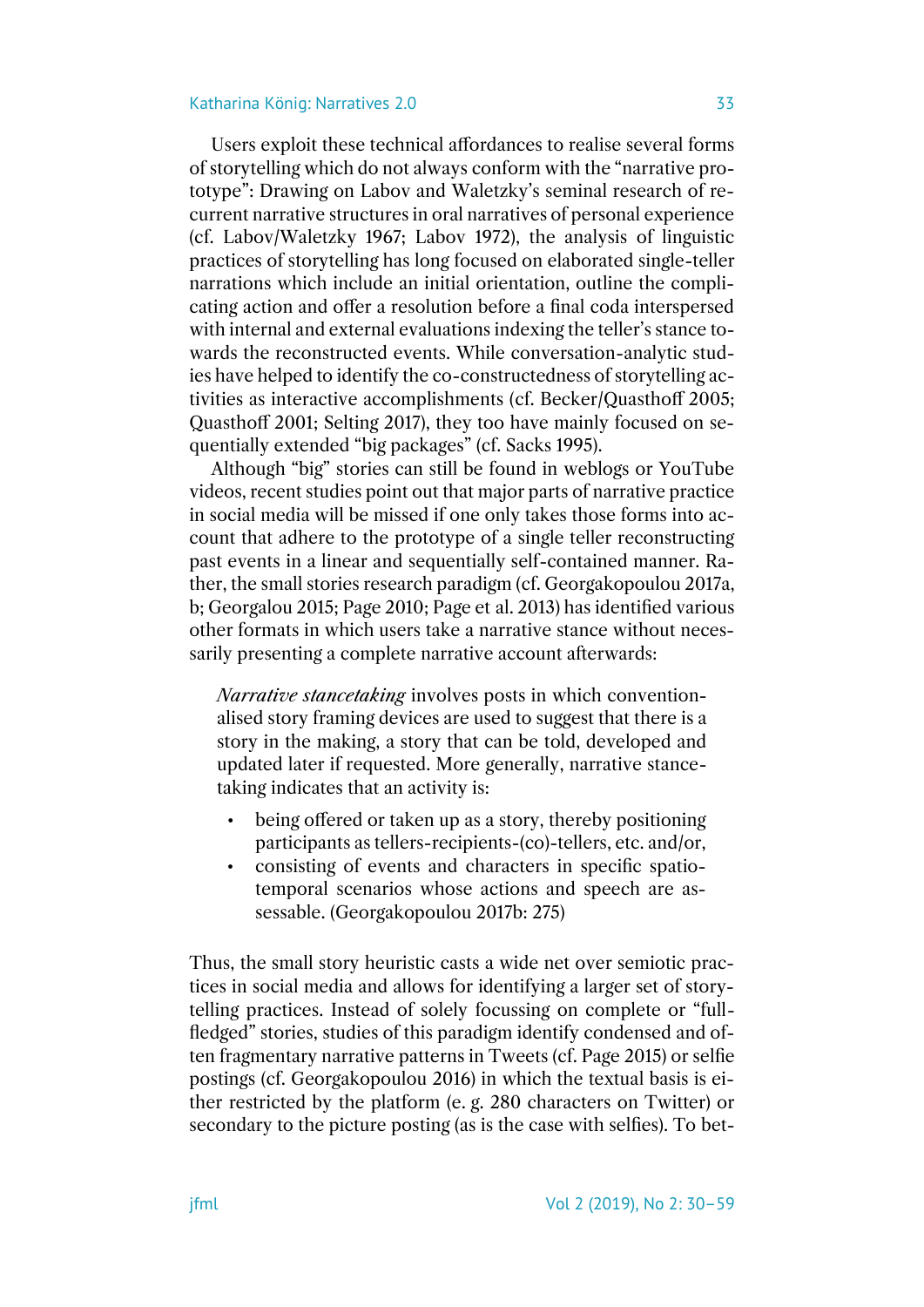Users exploit these technical affordances to realise several forms of storytelling which do not always conform with the "narrative prototype": Drawing on Labov and Waletzky's seminal research of recurrent narrative structures in oral narratives of personal experience (cf. Labov/Waletzky 1967; Labov 1972), the analysis of linguistic practices of storytelling has long focused on elaborated single-teller narrations which include an initial orientation, outline the complicating action and offer a resolution before a final coda interspersed with internal and external evaluations indexing the teller's stance towards the reconstructed events. While conversation-analytic studies have helped to identify the co-constructedness of storytelling activities as interactive accomplishments (cf. Becker/Quasthoff 2005; Quasthoff 2001; Selting 2017), they too have mainly focused on sequentially extended "big packages" (cf. Sacks 1995).

Although "big" stories can still be found in weblogs or YouTube videos, recent studies point out that major parts of narrative practice in social media will be missed if one only takes those forms into account that adhere to the prototype of a single teller reconstructing past events in a linear and sequentially self-contained manner. Rather, the small stories research paradigm (cf. Georgakopoulou 2017a, b; Georgalou 2015; Page 2010; Page et al. 2013) has identified various other formats in which users take a narrative stance without necessarily presenting a complete narrative account afterwards:

> *Narrative stancetaking* involves posts in which conventionalised story framing devices are used to suggest that there is a story in the making, a story that can be told, developed and updated later if requested. More generally, narrative stancetaking indicates that an activity is:
>
> - being offered or taken up as a story, thereby positioning participants as tellers-recipients-(co)-tellers, etc. and/or,
> - consisting of events and characters in specific spatiotemporal scenarios whose actions and speech are assessable. (Georgakopoulou 2017b: 275)

Thus, the small story heuristic casts a wide net over semiotic practices in social media and allows for identifying a larger set of storytelling practices. Instead of solely focussing on complete or "full-fledged" stories, studies of this paradigm identify condensed and often fragmentary narrative patterns in Tweets (cf. Page 2015) or selfie postings (cf. Georgakopoulou 2016) in which the textual basis is either restricted by the platform (e. g. 280 characters on Twitter) or secondary to the picture posting (as is the case with selfies). To bet-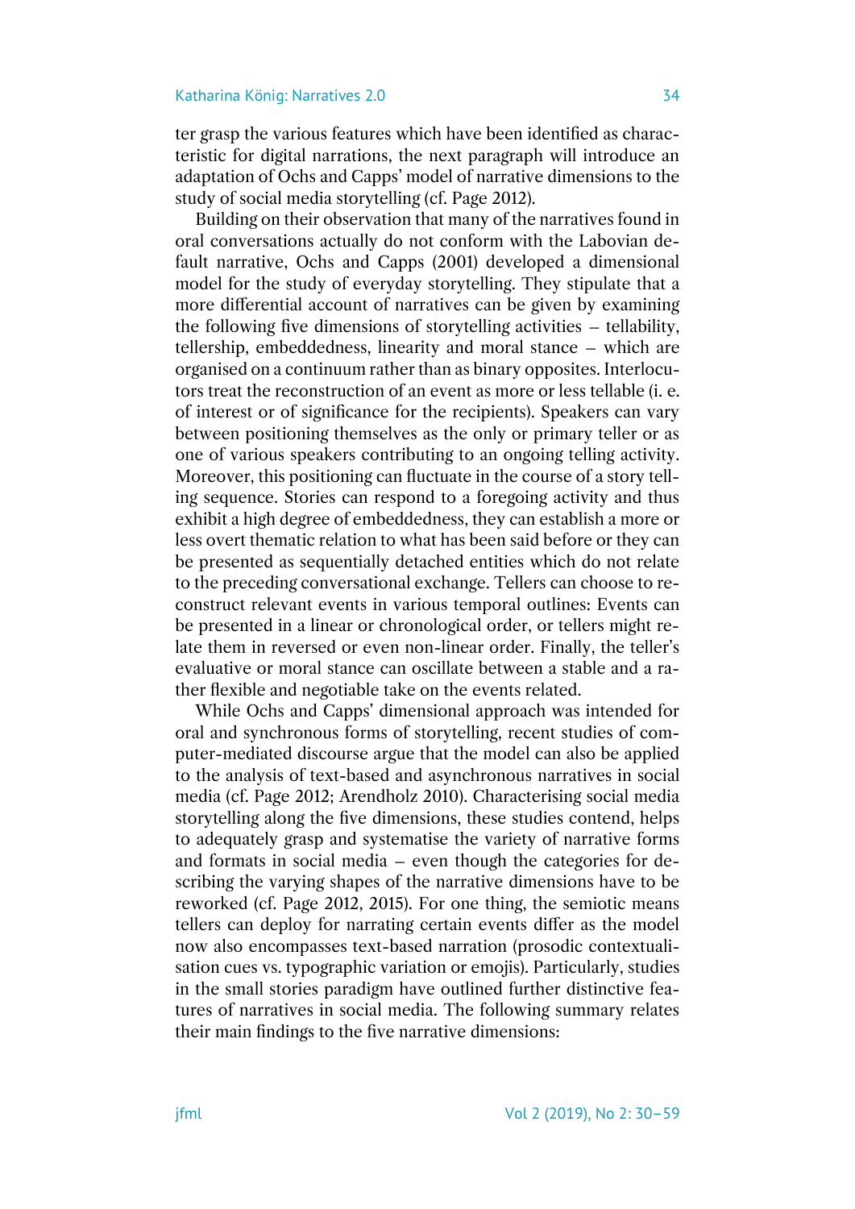ter grasp the various features which have been identified as characteristic for digital narrations, the next paragraph will introduce an adaptation of Ochs and Capps' model of narrative dimensions to the study of social media storytelling (cf. Page 2012).

Building on their observation that many of the narratives found in oral conversations actually do not conform with the Labovian default narrative, Ochs and Capps (2001) developed a dimensional model for the study of everyday storytelling. They stipulate that a more differential account of narratives can be given by examining the following five dimensions of storytelling activities – tellability, tellership, embeddedness, linearity and moral stance – which are organised on a continuum rather than as binary opposites. Interlocutors treat the reconstruction of an event as more or less tellable (i. e. of interest or of significance for the recipients). Speakers can vary between positioning themselves as the only or primary teller or as one of various speakers contributing to an ongoing telling activity. Moreover, this positioning can fluctuate in the course of a story telling sequence. Stories can respond to a foregoing activity and thus exhibit a high degree of embeddedness, they can establish a more or less overt thematic relation to what has been said before or they can be presented as sequentially detached entities which do not relate to the preceding conversational exchange. Tellers can choose to reconstruct relevant events in various temporal outlines: Events can be presented in a linear or chronological order, or tellers might relate them in reversed or even non-linear order. Finally, the teller's evaluative or moral stance can oscillate between a stable and a rather flexible and negotiable take on the events related.

While Ochs and Capps' dimensional approach was intended for oral and synchronous forms of storytelling, recent studies of computer-mediated discourse argue that the model can also be applied to the analysis of text-based and asynchronous narratives in social media (cf. Page 2012; Arendholz 2010). Characterising social media storytelling along the five dimensions, these studies contend, helps to adequately grasp and systematise the variety of narrative forms and formats in social media – even though the categories for describing the varying shapes of the narrative dimensions have to be reworked (cf. Page 2012, 2015). For one thing, the semiotic means tellers can deploy for narrating certain events differ as the model now also encompasses text-based narration (prosodic contextualisation cues vs. typographic variation or emojis). Particularly, studies in the small stories paradigm have outlined further distinctive features of narratives in social media. The following summary relates their main findings to the five narrative dimensions: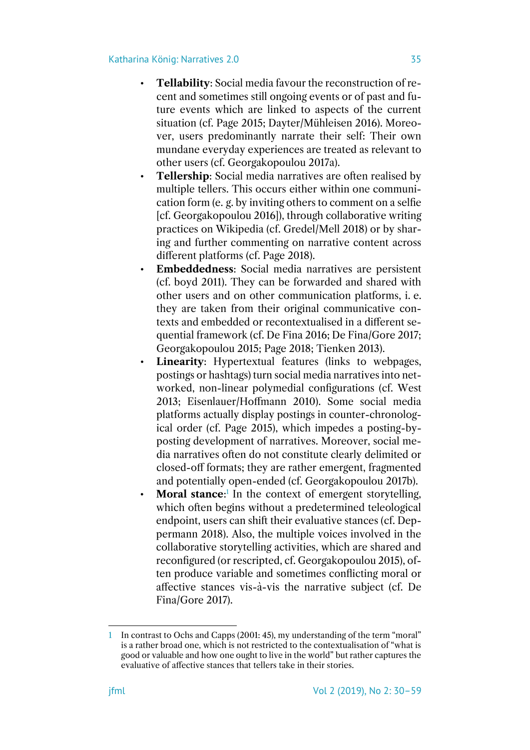- **Tellability**: Social media favour the reconstruction of recent and sometimes still ongoing events or of past and future events which are linked to aspects of the current situation (cf. Page 2015; Dayter/Mühleisen 2016). Moreover, users predominantly narrate their self: Their own mundane everyday experiences are treated as relevant to other users (cf. Georgakopoulou 2017a).
- **Tellership**: Social media narratives are often realised by multiple tellers. This occurs either within one communication form (e. g. by inviting others to comment on a selfie [cf. Georgakopoulou 2016]), through collaborative writing practices on Wikipedia (cf. Gredel/Mell 2018) or by sharing and further commenting on narrative content across different platforms (cf. Page 2018).
- **Embeddedness**: Social media narratives are persistent (cf. boyd 2011). They can be forwarded and shared with other users and on other communication platforms, i. e. they are taken from their original communicative contexts and embedded or recontextualised in a different sequential framework (cf. De Fina 2016; De Fina/Gore 2017; Georgakopoulou 2015; Page 2018; Tienken 2013).
- **Linearity**: Hypertextual features (links to webpages, postings or hashtags) turn social media narratives into networked, non-linear polymedial configurations (cf. West 2013; Eisenlauer/Hoffmann 2010). Some social media platforms actually display postings in counter-chronological order (cf. Page 2015), which impedes a posting-by-posting development of narratives. Moreover, social media narratives often do not constitute clearly delimited or closed-off formats; they are rather emergent, fragmented and potentially open-ended (cf. Georgakopoulou 2017b).
- **Moral stance**:[1] In the context of emergent storytelling, which often begins without a predetermined teleological endpoint, users can shift their evaluative stances (cf. Deppermann 2018). Also, the multiple voices involved in the collaborative storytelling activities, which are shared and reconfigured (or rescripted, cf. Georgakopoulou 2015), often produce variable and sometimes conflicting moral or affective stances vis-à-vis the narrative subject (cf. De Fina/Gore 2017).

---

1 In contrast to Ochs and Capps (2001: 45), my understanding of the term "moral" is a rather broad one, which is not restricted to the contextualisation of "what is good or valuable and how one ought to live in the world" but rather captures the evaluative of affective stances that tellers take in their stories.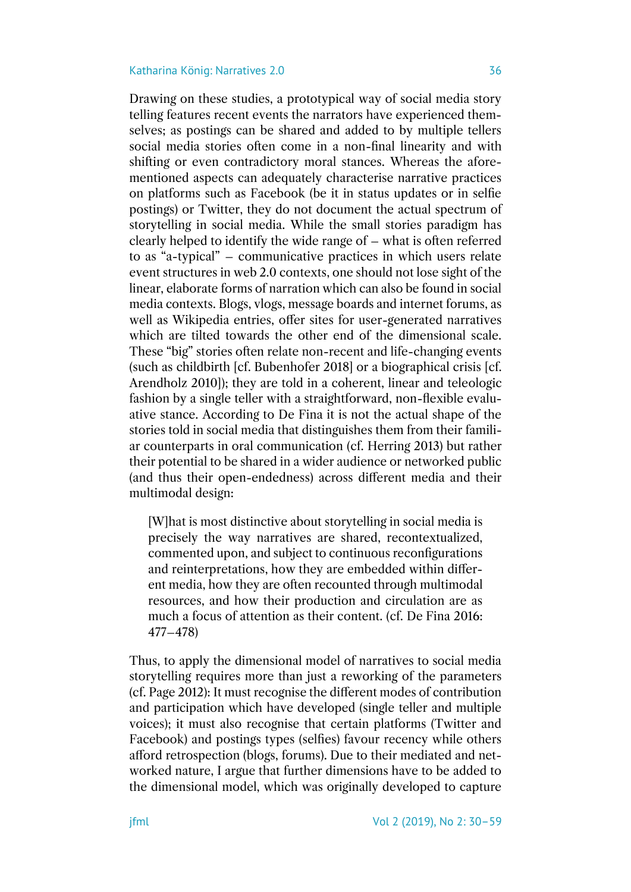Drawing on these studies, a prototypical way of social media story telling features recent events the narrators have experienced themselves; as postings can be shared and added to by multiple tellers social media stories often come in a non-final linearity and with shifting or even contradictory moral stances. Whereas the aforementioned aspects can adequately characterise narrative practices on platforms such as Facebook (be it in status updates or in selfie postings) or Twitter, they do not document the actual spectrum of storytelling in social media. While the small stories paradigm has clearly helped to identify the wide range of – what is often referred to as "a-typical" – communicative practices in which users relate event structures in web 2.0 contexts, one should not lose sight of the linear, elaborate forms of narration which can also be found in social media contexts. Blogs, vlogs, message boards and internet forums, as well as Wikipedia entries, offer sites for user-generated narratives which are tilted towards the other end of the dimensional scale. These "big" stories often relate non-recent and life-changing events (such as childbirth [cf. Bubenhofer 2018] or a biographical crisis [cf. Arendholz 2010]); they are told in a coherent, linear and teleologic fashion by a single teller with a straightforward, non-flexible evaluative stance. According to De Fina it is not the actual shape of the stories told in social media that distinguishes them from their familiar counterparts in oral communication (cf. Herring 2013) but rather their potential to be shared in a wider audience or networked public (and thus their open-endedness) across different media and their multimodal design:

> [W]hat is most distinctive about storytelling in social media is precisely the way narratives are shared, recontextualized, commented upon, and subject to continuous reconfigurations and reinterpretations, how they are embedded within different media, how they are often recounted through multimodal resources, and how their production and circulation are as much a focus of attention as their content. (cf. De Fina 2016: 477–478)

Thus, to apply the dimensional model of narratives to social media storytelling requires more than just a reworking of the parameters (cf. Page 2012): It must recognise the different modes of contribution and participation which have developed (single teller and multiple voices); it must also recognise that certain platforms (Twitter and Facebook) and postings types (selfies) favour recency while others afford retrospection (blogs, forums). Due to their mediated and networked nature, I argue that further dimensions have to be added to the dimensional model, which was originally developed to capture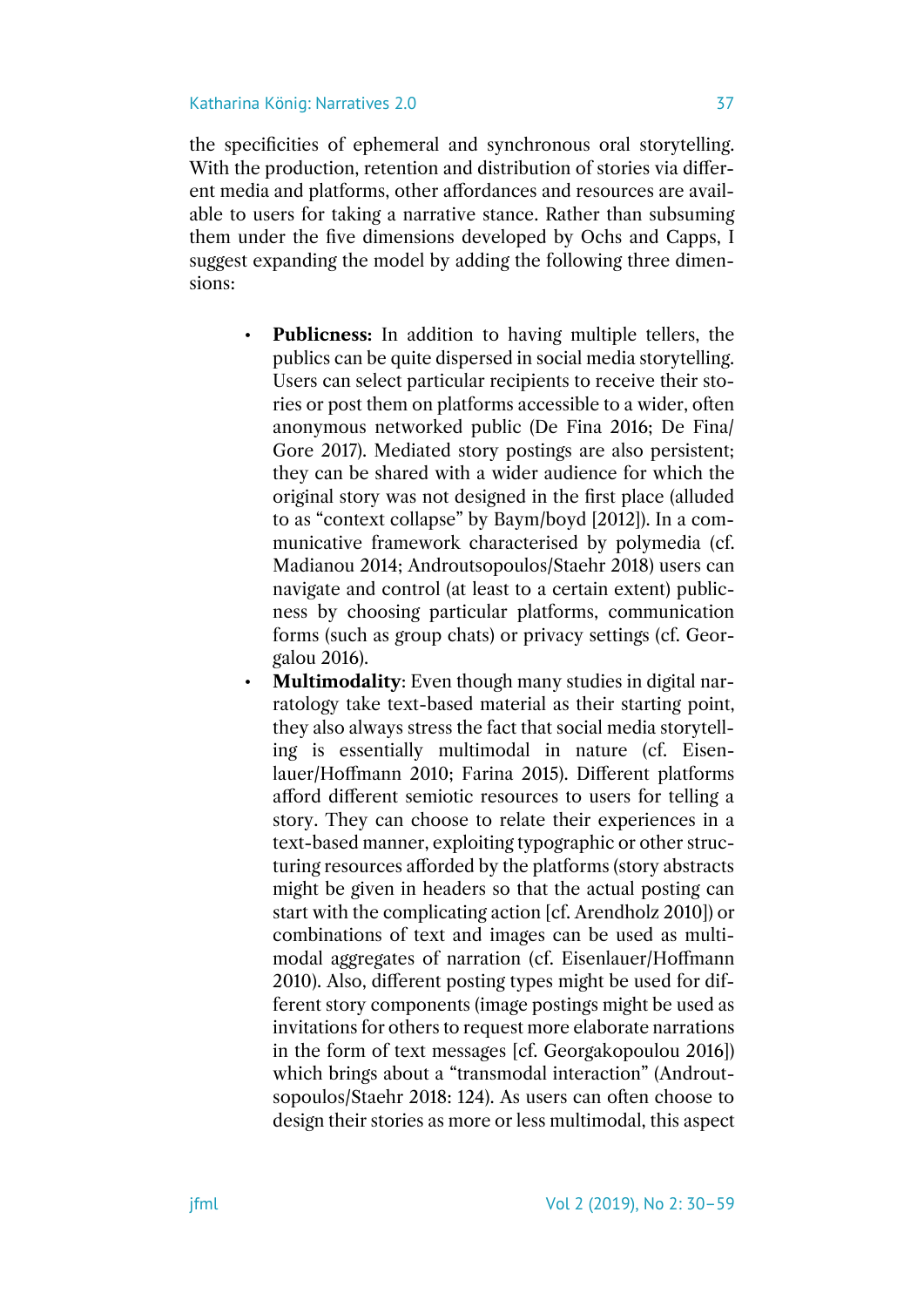the specificities of ephemeral and synchronous oral storytelling. With the production, retention and distribution of stories via different media and platforms, other affordances and resources are available to users for taking a narrative stance. Rather than subsuming them under the five dimensions developed by Ochs and Capps, I suggest expanding the model by adding the following three dimensions:

- **Publicness:** In addition to having multiple tellers, the publics can be quite dispersed in social media storytelling. Users can select particular recipients to receive their stories or post them on platforms accessible to a wider, often anonymous networked public (De Fina 2016; De Fina/Gore 2017). Mediated story postings are also persistent; they can be shared with a wider audience for which the original story was not designed in the first place (alluded to as "context collapse" by Baym/boyd [2012]). In a communicative framework characterised by polymedia (cf. Madianou 2014; Androutsopoulos/Staehr 2018) users can navigate and control (at least to a certain extent) publicness by choosing particular platforms, communication forms (such as group chats) or privacy settings (cf. Georgalou 2016).
- **Multimodality**: Even though many studies in digital narratology take text-based material as their starting point, they also always stress the fact that social media storytelling is essentially multimodal in nature (cf. Eisenlauer/Hoffmann 2010; Farina 2015). Different platforms afford different semiotic resources to users for telling a story. They can choose to relate their experiences in a text-based manner, exploiting typographic or other structuring resources afforded by the platforms (story abstracts might be given in headers so that the actual posting can start with the complicating action [cf. Arendholz 2010]) or combinations of text and images can be used as multimodal aggregates of narration (cf. Eisenlauer/Hoffmann 2010). Also, different posting types might be used for different story components (image postings might be used as invitations for others to request more elaborate narrations in the form of text messages [cf. Georgakopoulou 2016]) which brings about a "transmodal interaction" (Androutsopoulos/Staehr 2018: 124). As users can often choose to design their stories as more or less multimodal, this aspect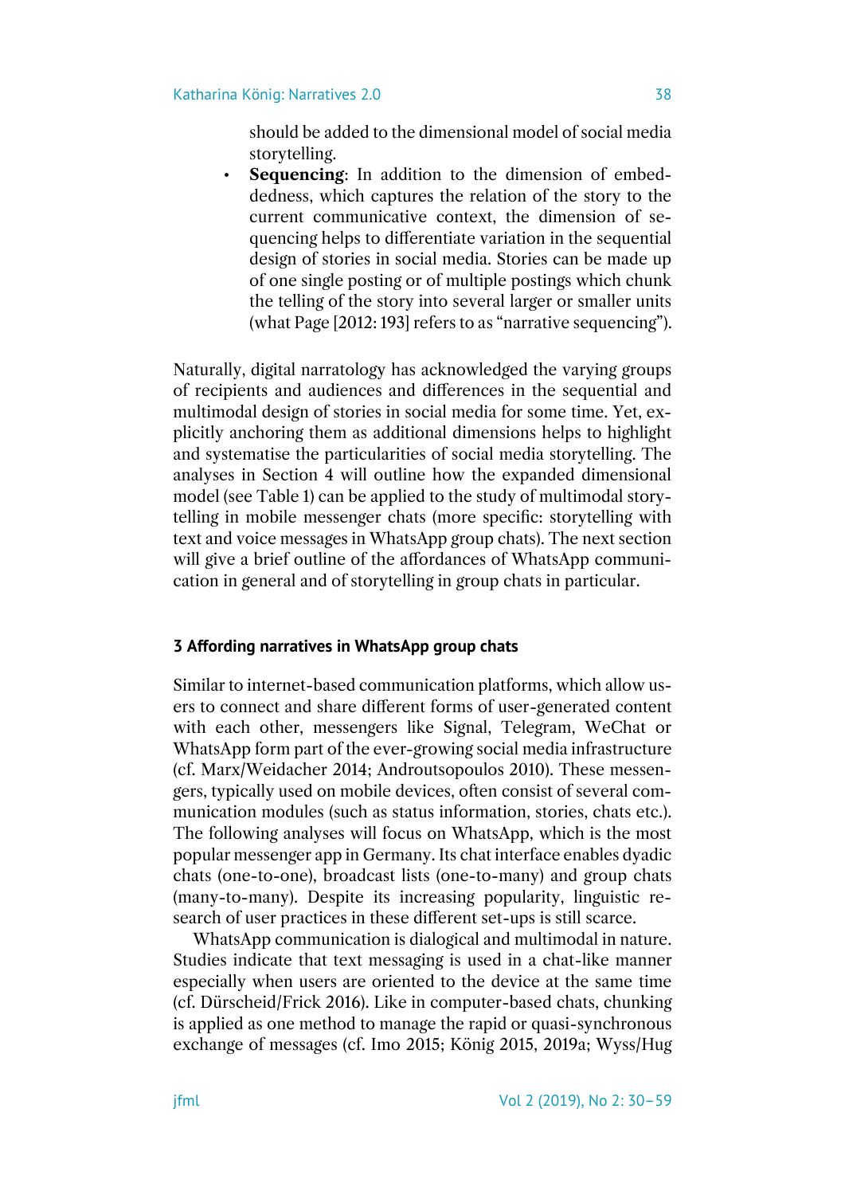should be added to the dimensional model of social media storytelling.

- **Sequencing**: In addition to the dimension of embeddedness, which captures the relation of the story to the current communicative context, the dimension of sequencing helps to differentiate variation in the sequential design of stories in social media. Stories can be made up of one single posting or of multiple postings which chunk the telling of the story into several larger or smaller units (what Page [2012: 193] refers to as "narrative sequencing").

Naturally, digital narratology has acknowledged the varying groups of recipients and audiences and differences in the sequential and multimodal design of stories in social media for some time. Yet, explicitly anchoring them as additional dimensions helps to highlight and systematise the particularities of social media storytelling. The analyses in Section 4 will outline how the expanded dimensional model (see Table 1) can be applied to the study of multimodal storytelling in mobile messenger chats (more specific: storytelling with text and voice messages in WhatsApp group chats). The next section will give a brief outline of the affordances of WhatsApp communication in general and of storytelling in group chats in particular.

## 3 Affording narratives in WhatsApp group chats

Similar to internet-based communication platforms, which allow users to connect and share different forms of user-generated content with each other, messengers like Signal, Telegram, WeChat or WhatsApp form part of the ever-growing social media infrastructure (cf. Marx/Weidacher 2014; Androutsopoulos 2010). These messengers, typically used on mobile devices, often consist of several communication modules (such as status information, stories, chats etc.). The following analyses will focus on WhatsApp, which is the most popular messenger app in Germany. Its chat interface enables dyadic chats (one-to-one), broadcast lists (one-to-many) and group chats (many-to-many). Despite its increasing popularity, linguistic research of user practices in these different set-ups is still scarce.

WhatsApp communication is dialogical and multimodal in nature. Studies indicate that text messaging is used in a chat-like manner especially when users are oriented to the device at the same time (cf. Dürscheid/Frick 2016). Like in computer-based chats, chunking is applied as one method to manage the rapid or quasi-synchronous exchange of messages (cf. Imo 2015; König 2015, 2019a; Wyss/Hug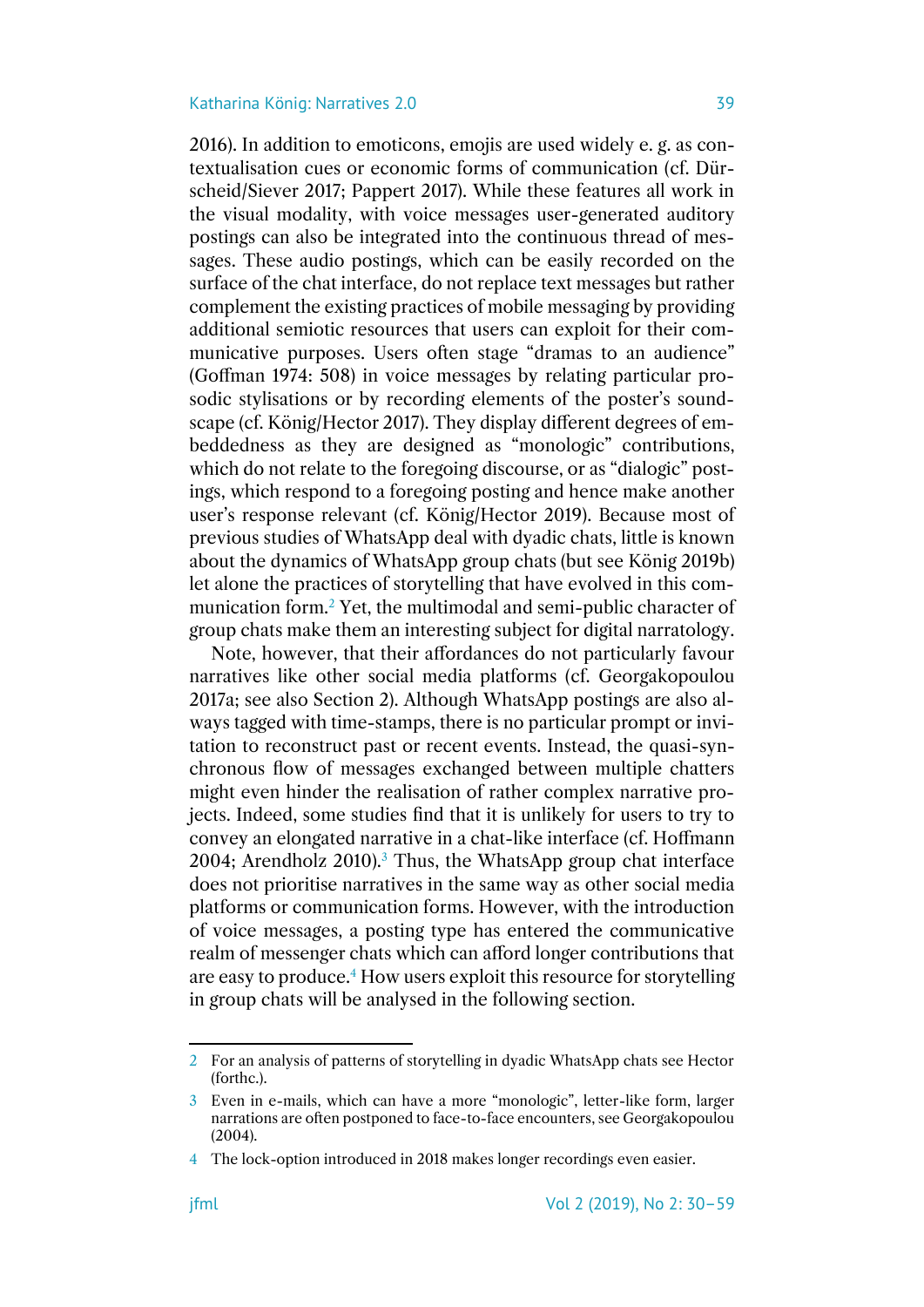2016). In addition to emoticons, emojis are used widely e. g. as contextualisation cues or economic forms of communication (cf. Dürscheid/Siever 2017; Pappert 2017). While these features all work in the visual modality, with voice messages user-generated auditory postings can also be integrated into the continuous thread of messages. These audio postings, which can be easily recorded on the surface of the chat interface, do not replace text messages but rather complement the existing practices of mobile messaging by providing additional semiotic resources that users can exploit for their communicative purposes. Users often stage "dramas to an audience" (Goffman 1974: 508) in voice messages by relating particular prosodic stylisations or by recording elements of the poster's soundscape (cf. König/Hector 2017). They display different degrees of embeddedness as they are designed as "monologic" contributions, which do not relate to the foregoing discourse, or as "dialogic" postings, which respond to a foregoing posting and hence make another user's response relevant (cf. König/Hector 2019). Because most of previous studies of WhatsApp deal with dyadic chats, little is known about the dynamics of WhatsApp group chats (but see König 2019b) let alone the practices of storytelling that have evolved in this communication form.[2] Yet, the multimodal and semi-public character of group chats make them an interesting subject for digital narratology.

Note, however, that their affordances do not particularly favour narratives like other social media platforms (cf. Georgakopoulou 2017a; see also Section 2). Although WhatsApp postings are also always tagged with time-stamps, there is no particular prompt or invitation to reconstruct past or recent events. Instead, the quasi-synchronous flow of messages exchanged between multiple chatters might even hinder the realisation of rather complex narrative projects. Indeed, some studies find that it is unlikely for users to try to convey an elongated narrative in a chat-like interface (cf. Hoffmann 2004; Arendholz 2010).[3] Thus, the WhatsApp group chat interface does not prioritise narratives in the same way as other social media platforms or communication forms. However, with the introduction of voice messages, a posting type has entered the communicative realm of messenger chats which can afford longer contributions that are easy to produce.[4] How users exploit this resource for storytelling in group chats will be analysed in the following section.

---

2 For an analysis of patterns of storytelling in dyadic WhatsApp chats see Hector (forthc.).

3 Even in e-mails, which can have a more "monologic", letter-like form, larger narrations are often postponed to face-to-face encounters, see Georgakopoulou (2004).

4 The lock-option introduced in 2018 makes longer recordings even easier.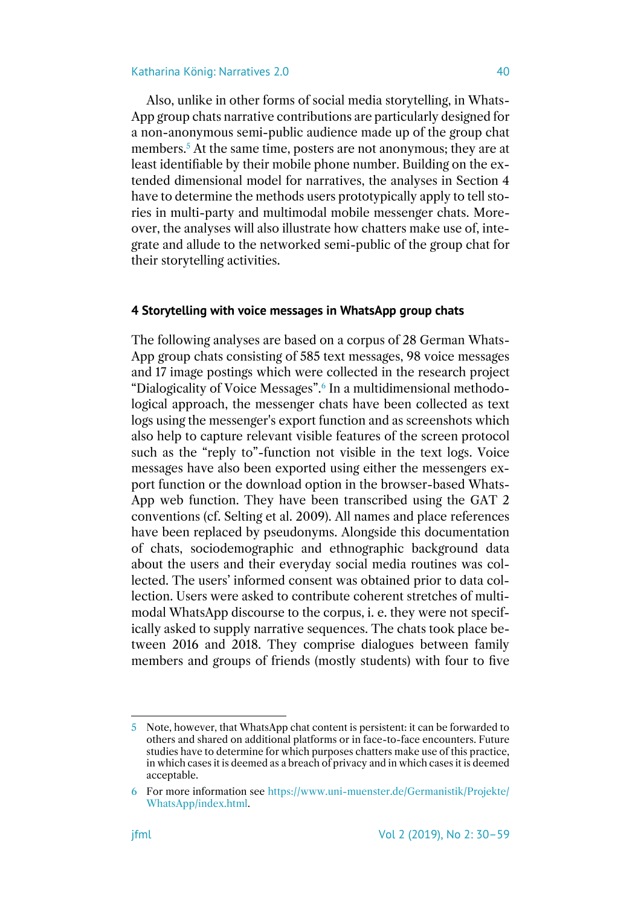Also, unlike in other forms of social media storytelling, in WhatsApp group chats narrative contributions are particularly designed for a non-anonymous semi-public audience made up of the group chat members.[5] At the same time, posters are not anonymous; they are at least identifiable by their mobile phone number. Building on the extended dimensional model for narratives, the analyses in Section 4 have to determine the methods users prototypically apply to tell stories in multi-party and multimodal mobile messenger chats. Moreover, the analyses will also illustrate how chatters make use of, integrate and allude to the networked semi-public of the group chat for their storytelling activities.

## 4 Storytelling with voice messages in WhatsApp group chats

The following analyses are based on a corpus of 28 German WhatsApp group chats consisting of 585 text messages, 98 voice messages and 17 image postings which were collected in the research project "Dialogicality of Voice Messages".[6] In a multidimensional methodological approach, the messenger chats have been collected as text logs using the messenger's export function and as screenshots which also help to capture relevant visible features of the screen protocol such as the "reply to"-function not visible in the text logs. Voice messages have also been exported using either the messengers export function or the download option in the browser-based WhatsApp web function. They have been transcribed using the GAT 2 conventions (cf. Selting et al. 2009). All names and place references have been replaced by pseudonyms. Alongside this documentation of chats, sociodemographic and ethnographic background data about the users and their everyday social media routines was collected. The users' informed consent was obtained prior to data collection. Users were asked to contribute coherent stretches of multimodal WhatsApp discourse to the corpus, i. e. they were not specifically asked to supply narrative sequences. The chats took place between 2016 and 2018. They comprise dialogues between family members and groups of friends (mostly students) with four to five

---

5 Note, however, that WhatsApp chat content is persistent: it can be forwarded to others and shared on additional platforms or in face-to-face encounters. Future studies have to determine for which purposes chatters make use of this practice, in which cases it is deemed as a breach of privacy and in which cases it is deemed acceptable.

6 For more information see https://www.uni-muenster.de/Germanistik/Projekte/WhatsApp/index.html.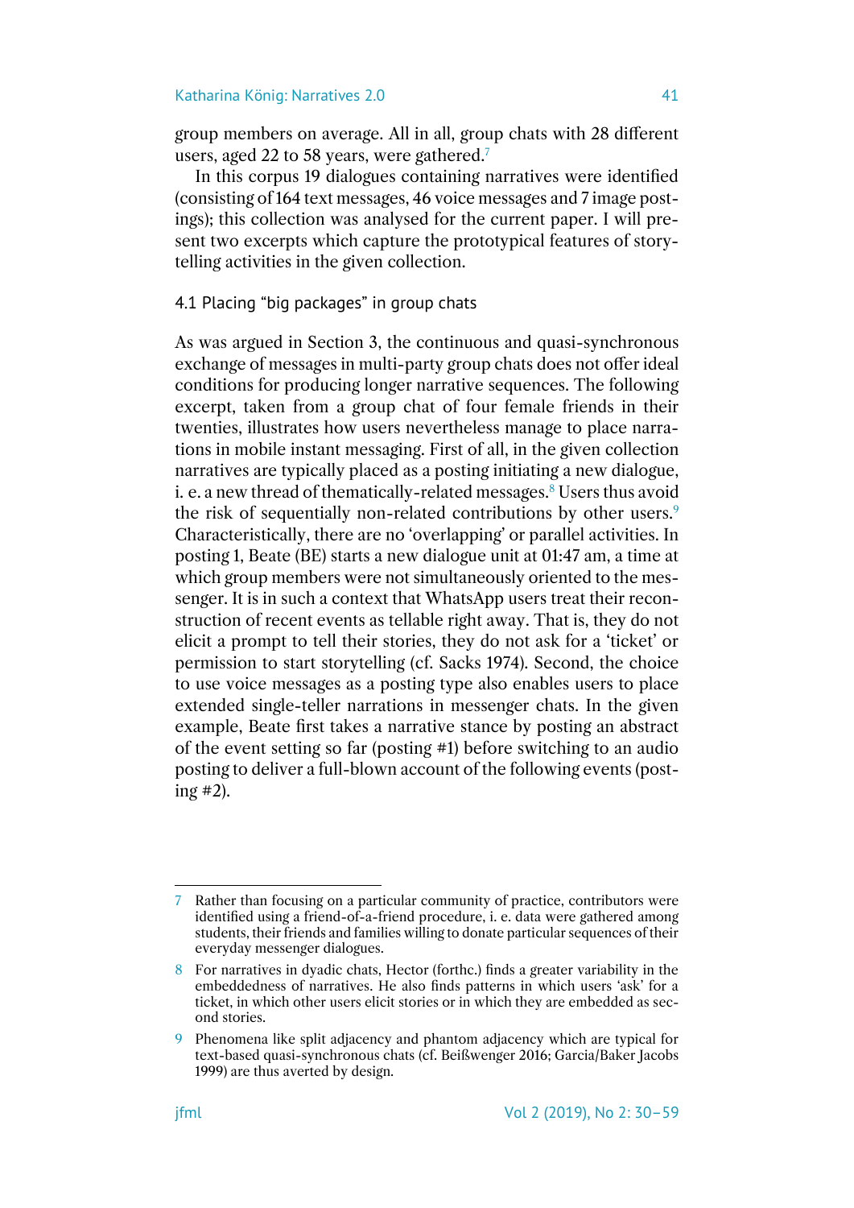group members on average. All in all, group chats with 28 different users, aged 22 to 58 years, were gathered.[7]

In this corpus 19 dialogues containing narratives were identified (consisting of 164 text messages, 46 voice messages and 7 image postings); this collection was analysed for the current paper. I will present two excerpts which capture the prototypical features of storytelling activities in the given collection.

### 4.1 Placing "big packages" in group chats

As was argued in Section 3, the continuous and quasi-synchronous exchange of messages in multi-party group chats does not offer ideal conditions for producing longer narrative sequences. The following excerpt, taken from a group chat of four female friends in their twenties, illustrates how users nevertheless manage to place narrations in mobile instant messaging. First of all, in the given collection narratives are typically placed as a posting initiating a new dialogue, i. e. a new thread of thematically-related messages.[8] Users thus avoid the risk of sequentially non-related contributions by other users.[9] Characteristically, there are no 'overlapping' or parallel activities. In posting 1, Beate (BE) starts a new dialogue unit at 01:47 am, a time at which group members were not simultaneously oriented to the messenger. It is in such a context that WhatsApp users treat their reconstruction of recent events as tellable right away. That is, they do not elicit a prompt to tell their stories, they do not ask for a 'ticket' or permission to start storytelling (cf. Sacks 1974). Second, the choice to use voice messages as a posting type also enables users to place extended single-teller narrations in messenger chats. In the given example, Beate first takes a narrative stance by posting an abstract of the event setting so far (posting #1) before switching to an audio posting to deliver a full-blown account of the following events (posting #2).

---

7 Rather than focusing on a particular community of practice, contributors were identified using a friend-of-a-friend procedure, i. e. data were gathered among students, their friends and families willing to donate particular sequences of their everyday messenger dialogues.

8 For narratives in dyadic chats, Hector (forthc.) finds a greater variability in the embeddedness of narratives. He also finds patterns in which users 'ask' for a ticket, in which other users elicit stories or in which they are embedded as second stories.

9 Phenomena like split adjacency and phantom adjacency which are typical for text-based quasi-synchronous chats (cf. Beißwenger 2016; Garcia/Baker Jacobs 1999) are thus averted by design.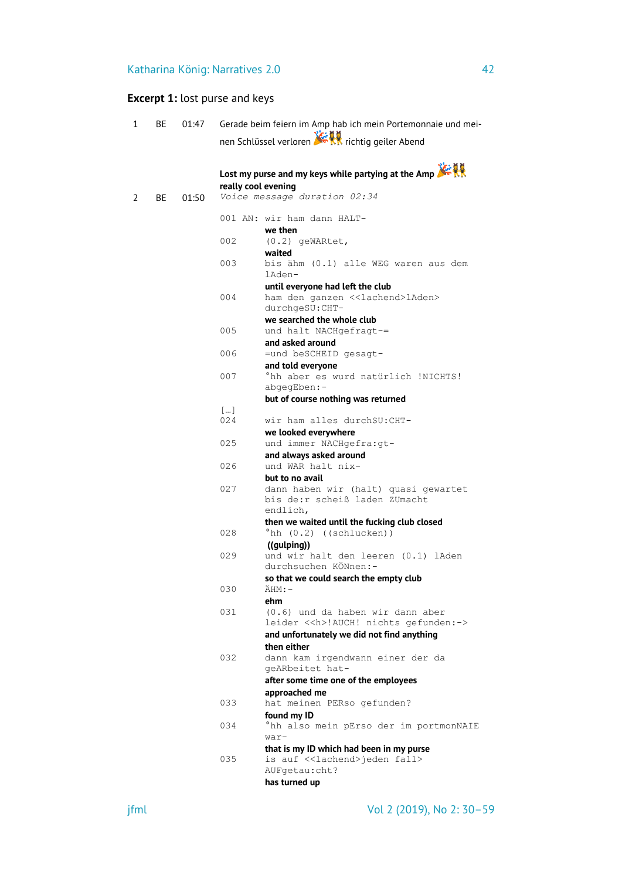**Excerpt 1:** lost purse and keys

1 BE 01:47 Gerade beim feiern im Amp hab ich mein Portemonnaie und meinen Schlüssel verloren 🎉👯 richtig geiler Abend

**Lost my purse and my keys while partying at the Amp 🎉👯 really cool evening**

2 BE 01:50 *Voice message duration 02:34*

```
001 AN: wir ham dann HALT-
```
**we then**
```
002     (0.2) geWARtet,
```
**waited**
```
003     bis ähm (0.1) alle WEG waren aus dem
        lAden-
```
**until everyone had left the club**
```
004     ham den ganzen <<lachend>lAden>
        durchgeSU:CHT-
```
**we searched the whole club**
```
005     und halt NACHgefragt-=
```
**and asked around**
```
006     =und beSCHEID gesagt-
```
**and told everyone**
```
007     °hh aber es wurd natürlich !NICHTS!
        abgegEben:-
```
**but of course nothing was returned**
```
[…]
024     wir ham alles durchSU:CHT-
```
**we looked everywhere**
```
025     und immer NACHgefra:gt-
```
**and always asked around**
```
026     und WAR halt nix-
```
**but to no avail**
```
027     dann haben wir (halt) quasi gewartet
        bis de:r scheiß laden ZUmacht
        endlich,
```
**then we waited until the fucking club closed**
```
028     °hh (0.2) ((schlucken))
```
**((gulping))**
```
029     und wir halt den leeren (0.1) lAden
        durchsuchen KÖNnen:-
```
**so that we could search the empty club**
```
030     ÄHM:-
```
**ehm**
```
031     (0.6) und da haben wir dann aber
        leider <<h>!AUCH! nichts gefunden:->
```
**and unfortunately we did not find anything then either**
```
032     dann kam irgendwann einer der da
        geARbeitet hat-
```
**after some time one of the employees approached me**
```
033     hat meinen PERso gefunden?
```
**found my ID**
```
034     °hh also mein pErso der im portmonNAIE
        war-
```
**that is my ID which had been in my purse**
```
035     is auf <<lachend>jeden fall>
        AUFgetau:cht?
```
**has turned up**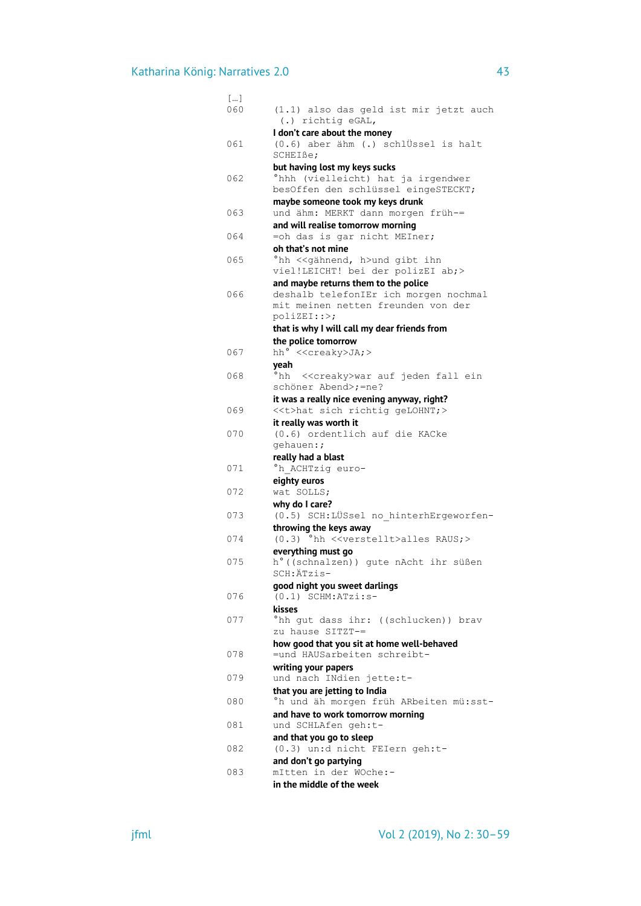```
[…]
060     (1.1) also das geld ist mir jetzt auch
         (.) richtig eGAL,
```
**I don't care about the money**
```
061     (0.6) aber ähm (.) schlÜssel is halt
        SCHEIße;
```
**but having lost my keys sucks**
```
062     °hhh (vielleicht) hat ja irgendwer
        besOffen den schlüssel eingeSTECKT;
```
**maybe someone took my keys drunk**
```
063     und ähm: MERKT dann morgen früh-=
```
**and will realise tomorrow morning**
```
064     =oh das is gar nicht MEIner;
```
**oh that's not mine**
```
065     °hh <<gähnend, h>und gibt ihn
        viel!LEICHT! bei der polizEI ab;>
```
**and maybe returns them to the police**
```
066     deshalb telefonIEr ich morgen nochmal
        mit meinen netten freunden von der
        poliZEI::>;
```
**that is why I will call my dear friends from the police tomorrow**
```
067     hh° <<creaky>JA;>
```
**yeah**
```
068     °hh  <<creaky>war auf jeden fall ein
        schöner Abend>;=ne?
```
**it was a really nice evening anyway, right?**
```
069     <<t>hat sich richtig geLOHNT;>
```
**it really was worth it**
```
070     (0.6) ordentlich auf die KACke
        gehauen:;
```
**really had a blast**
```
071     °h_ACHTzig euro-
```
**eighty euros**
```
072     wat SOLLS;
```
**why do I care?**
```
073     (0.5) SCH:LÜSsel no_hinterhErgeworfen-
```
**throwing the keys away**
```
074     (0.3) °hh <<verstellt>alles RAUS;>
```
**everything must go**
```
075     h°((schnalzen)) gute nAcht ihr süßen
        SCH:ÄTzis-
```
**good night you sweet darlings**
```
076     (0.1) SCHM:ATzi:s-
```
**kisses**
```
077     °hh gut dass ihr: ((schlucken)) brav
        zu hause SITZT-=
```
**how good that you sit at home well-behaved**
```
078     =und HAUSarbeiten schreibt-
```
**writing your papers**
```
079     und nach INdien jette:t-
```
**that you are jetting to India**
```
080     °h und äh morgen früh ARbeiten mü:sst-
```
**and have to work tomorrow morning**
```
081     und SCHLAfen geh:t-
```
**and that you go to sleep**
```
082     (0.3) un:d nicht FEIern geh:t-
```
**and don't go partying**
```
083     mItten in der WOche:-
```
**in the middle of the week**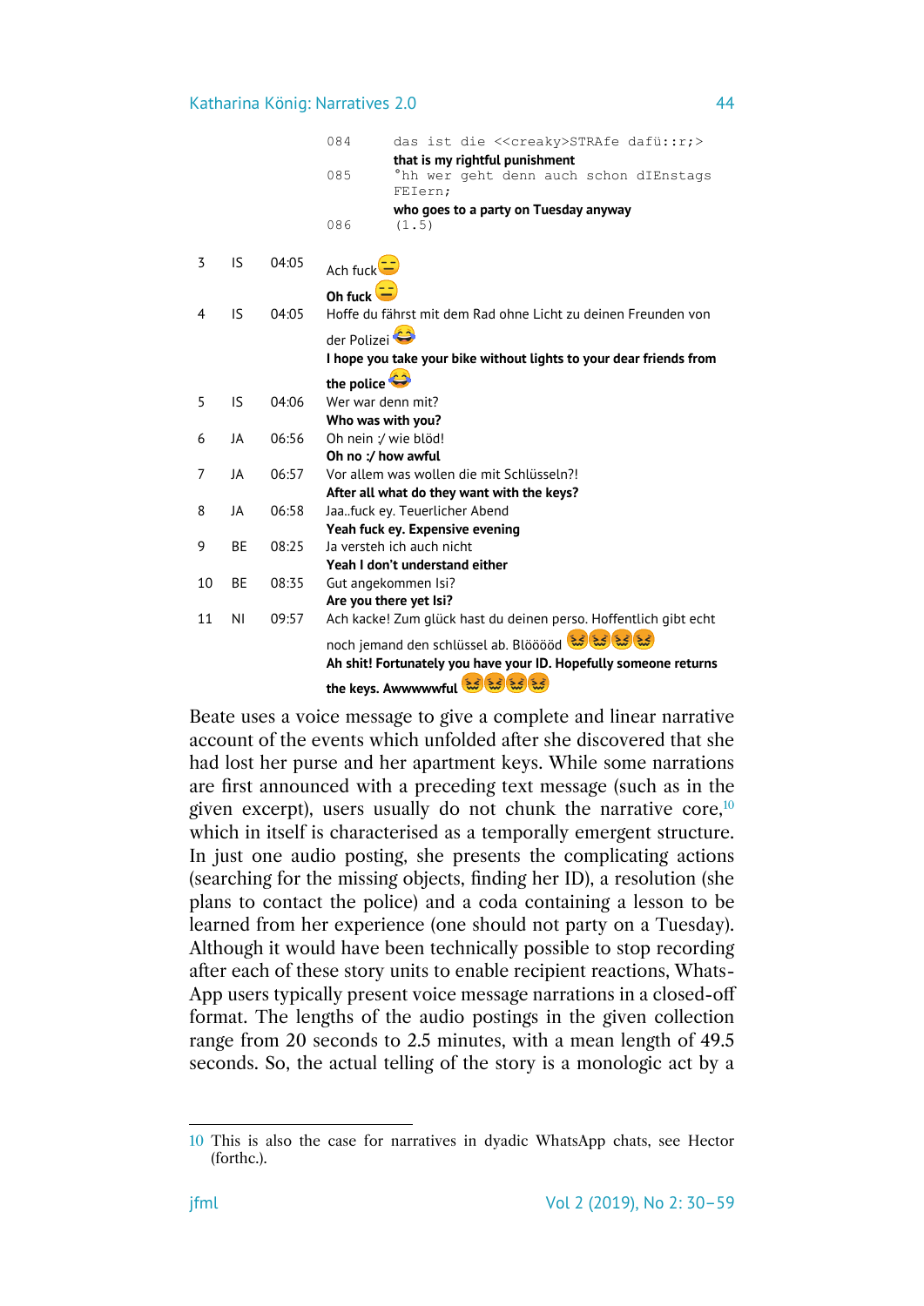|  |  |  | 084 | das ist die <<creaky>STRAfe dafü::r;> |
|---|---|---|---|---|
|  |  |  |  | **that is my rightful punishment** |
|  |  |  | 085 | °hh wer geht denn auch schon dIEnstags FEIern; |
|  |  |  |  | **who goes to a party on Tuesday anyway** |
|  |  |  | 086 | (1.5) |

| 3 | IS | 04:05 | Ach fuck 😑<br>**Oh fuck** 😑 |
|---|---|---|---|
| 4 | IS | 04:05 | Hoffe du fährst mit dem Rad ohne Licht zu deinen Freunden von der Polizei 😂<br>**I hope you take your bike without lights to your dear friends from the police** 😂 |
| 5 | IS | 04:06 | Wer war denn mit?<br>**Who was with you?** |
| 6 | JA | 06:56 | Oh nein :/ wie blöd!<br>**Oh no :/ how awful** |
| 7 | JA | 06:57 | Vor allem was wollen die mit Schlüsseln?!<br>**After all what do they want with the keys?** |
| 8 | JA | 06:58 | Jaa..fuck ey. Teuerlicher Abend<br>**Yeah fuck ey. Expensive evening** |
| 9 | BE | 08:25 | Ja versteh ich auch nicht<br>**Yeah I don't understand either** |
| 10 | BE | 08:35 | Gut angekommen Isi?<br>**Are you there yet Isi?** |
| 11 | NI | 09:57 | Ach kacke! Zum glück hast du deinen perso. Hoffentlich gibt echt noch jemand den schlüssel ab. Blööööd 😖😖😖😖<br>**Ah shit! Fortunately you have your ID. Hopefully someone returns the keys. Awwwwwful** 😖😖😖😖 |

Beate uses a voice message to give a complete and linear narrative account of the events which unfolded after she discovered that she had lost her purse and her apartment keys. While some narrations are first announced with a preceding text message (such as in the given excerpt), users usually do not chunk the narrative core,[10] which in itself is characterised as a temporally emergent structure. In just one audio posting, she presents the complicating actions (searching for the missing objects, finding her ID), a resolution (she plans to contact the police) and a coda containing a lesson to be learned from her experience (one should not party on a Tuesday). Although it would have been technically possible to stop recording after each of these story units to enable recipient reactions, WhatsApp users typically present voice message narrations in a closed-off format. The lengths of the audio postings in the given collection range from 20 seconds to 2.5 minutes, with a mean length of 49.5 seconds. So, the actual telling of the story is a monologic act by a

---

10 This is also the case for narratives in dyadic WhatsApp chats, see Hector (forthc.).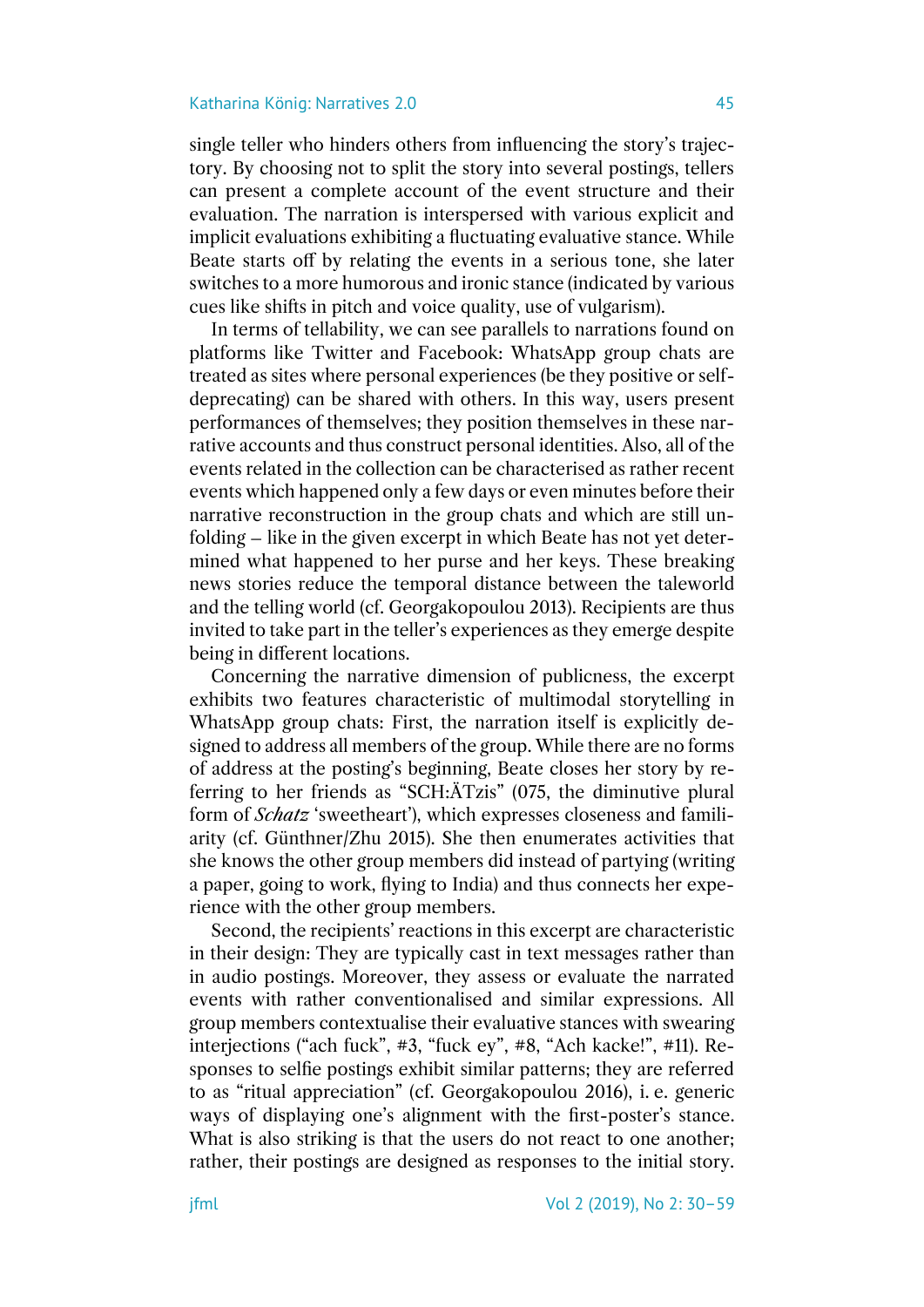single teller who hinders others from influencing the story's trajectory. By choosing not to split the story into several postings, tellers can present a complete account of the event structure and their evaluation. The narration is interspersed with various explicit and implicit evaluations exhibiting a fluctuating evaluative stance. While Beate starts off by relating the events in a serious tone, she later switches to a more humorous and ironic stance (indicated by various cues like shifts in pitch and voice quality, use of vulgarism).

In terms of tellability, we can see parallels to narrations found on platforms like Twitter and Facebook: WhatsApp group chats are treated as sites where personal experiences (be they positive or self-deprecating) can be shared with others. In this way, users present performances of themselves; they position themselves in these narrative accounts and thus construct personal identities. Also, all of the events related in the collection can be characterised as rather recent events which happened only a few days or even minutes before their narrative reconstruction in the group chats and which are still unfolding – like in the given excerpt in which Beate has not yet determined what happened to her purse and her keys. These breaking news stories reduce the temporal distance between the taleworld and the telling world (cf. Georgakopoulou 2013). Recipients are thus invited to take part in the teller's experiences as they emerge despite being in different locations.

Concerning the narrative dimension of publicness, the excerpt exhibits two features characteristic of multimodal storytelling in WhatsApp group chats: First, the narration itself is explicitly designed to address all members of the group. While there are no forms of address at the posting's beginning, Beate closes her story by referring to her friends as "SCH:ÄTzis" (075, the diminutive plural form of *Schatz* 'sweetheart'), which expresses closeness and familiarity (cf. Günthner/Zhu 2015). She then enumerates activities that she knows the other group members did instead of partying (writing a paper, going to work, flying to India) and thus connects her experience with the other group members.

Second, the recipients' reactions in this excerpt are characteristic in their design: They are typically cast in text messages rather than in audio postings. Moreover, they assess or evaluate the narrated events with rather conventionalised and similar expressions. All group members contextualise their evaluative stances with swearing interjections ("ach fuck", #3, "fuck ey", #8, "Ach kacke!", #11). Responses to selfie postings exhibit similar patterns; they are referred to as "ritual appreciation" (cf. Georgakopoulou 2016), i. e. generic ways of displaying one's alignment with the first-poster's stance. What is also striking is that the users do not react to one another; rather, their postings are designed as responses to the initial story.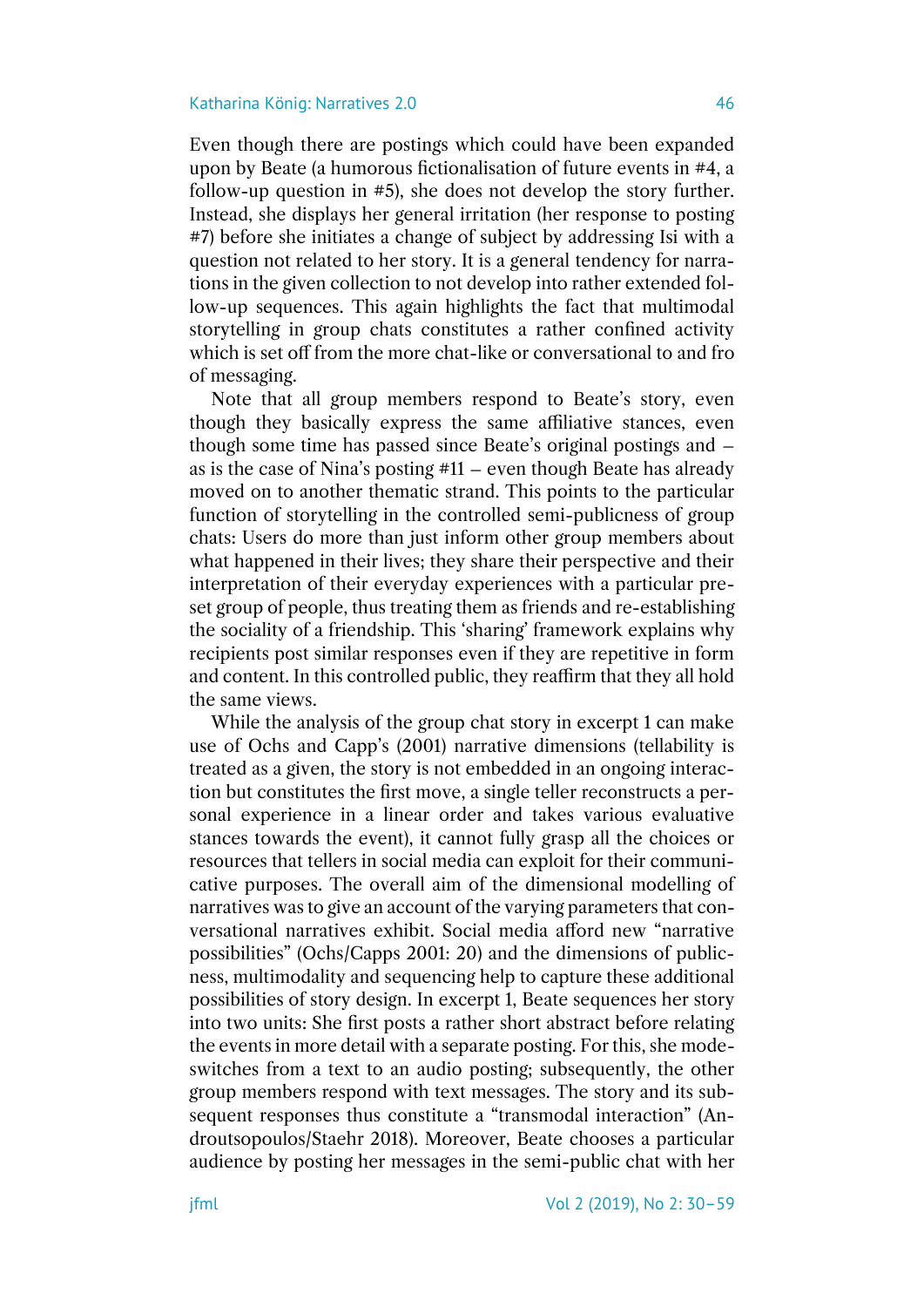Even though there are postings which could have been expanded upon by Beate (a humorous fictionalisation of future events in #4, a follow-up question in #5), she does not develop the story further. Instead, she displays her general irritation (her response to posting #7) before she initiates a change of subject by addressing Isi with a question not related to her story. It is a general tendency for narrations in the given collection to not develop into rather extended follow-up sequences. This again highlights the fact that multimodal storytelling in group chats constitutes a rather confined activity which is set off from the more chat-like or conversational to and fro of messaging.

Note that all group members respond to Beate's story, even though they basically express the same affiliative stances, even though some time has passed since Beate's original postings – as is the case of Nina's posting #11 – even though Beate has already moved on to another thematic strand. This points to the particular function of storytelling in the controlled semi-publicness of group chats: Users do more than just inform other group members about what happened in their lives; they share their perspective and their interpretation of their everyday experiences with a particular preset group of people, thus treating them as friends and re-establishing the sociality of a friendship. This 'sharing' framework explains why recipients post similar responses even if they are repetitive in form and content. In this controlled public, they reaffirm that they all hold the same views.

While the analysis of the group chat story in excerpt 1 can make use of Ochs and Capp's (2001) narrative dimensions (tellability is treated as a given, the story is not embedded in an ongoing interaction but constitutes the first move, a single teller reconstructs a personal experience in a linear order and takes various evaluative stances towards the event), it cannot fully grasp all the choices or resources that tellers in social media can exploit for their communicative purposes. The overall aim of the dimensional modelling of narratives was to give an account of the varying parameters that conversational narratives exhibit. Social media afford new "narrative possibilities" (Ochs/Capps 2001: 20) and the dimensions of publicness, multimodality and sequencing help to capture these additional possibilities of story design. In excerpt 1, Beate sequences her story into two units: She first posts a rather short abstract before relating the events in more detail with a separate posting. For this, she mode-switches from a text to an audio posting; subsequently, the other group members respond with text messages. The story and its subsequent responses thus constitute a "transmodal interaction" (Androutsopoulos/Staehr 2018). Moreover, Beate chooses a particular audience by posting her messages in the semi-public chat with her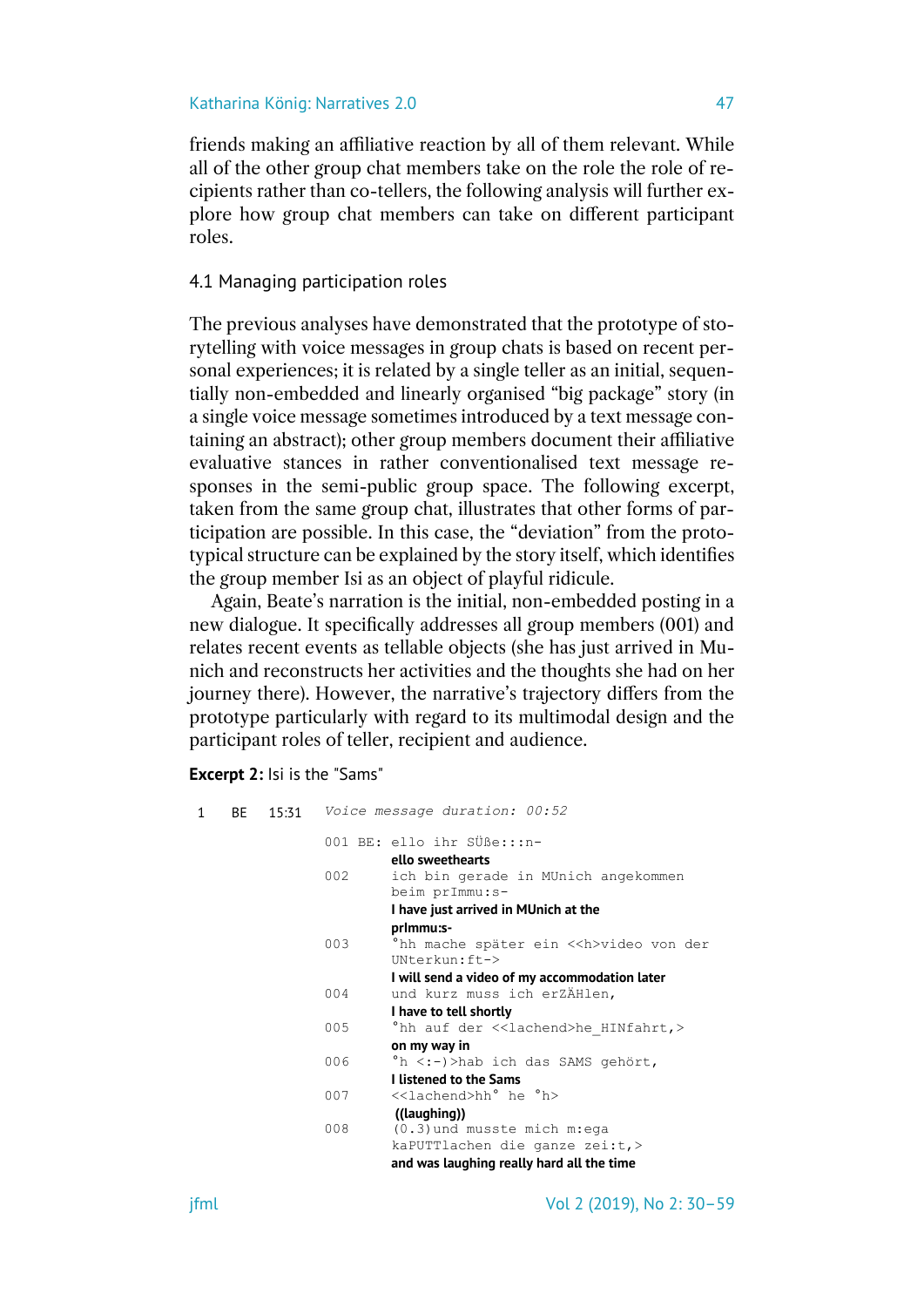friends making an affiliative reaction by all of them relevant. While all of the other group chat members take on the role the role of recipients rather than co-tellers, the following analysis will further explore how group chat members can take on different participant roles.

### 4.1 Managing participation roles

The previous analyses have demonstrated that the prototype of storytelling with voice messages in group chats is based on recent personal experiences; it is related by a single teller as an initial, sequentially non-embedded and linearly organised "big package" story (in a single voice message sometimes introduced by a text message containing an abstract); other group members document their affiliative evaluative stances in rather conventionalised text message responses in the semi-public group space. The following excerpt, taken from the same group chat, illustrates that other forms of participation are possible. In this case, the "deviation" from the prototypical structure can be explained by the story itself, which identifies the group member Isi as an object of playful ridicule.

Again, Beate's narration is the initial, non-embedded posting in a new dialogue. It specifically addresses all group members (001) and relates recent events as tellable objects (she has just arrived in Munich and reconstructs her activities and the thoughts she had on her journey there). However, the narrative's trajectory differs from the prototype particularly with regard to its multimodal design and the participant roles of teller, recipient and audience.

**Excerpt 2:** Isi is the "Sams"

```
1   BE   15:31   Voice message duration: 00:52

                 001 BE: ello ihr SÜße:::n-
                         ello sweethearts
                 002     ich bin gerade in MUnich angekommen
                         beim prImmu:s-
                         I have just arrived in MUnich at the
                         prImmu:s-
                 003     °hh mache später ein <<h>video von der
                         UNterkun:ft->
                         I will send a video of my accommodation later
                 004     und kurz muss ich erZÄHlen,
                         I have to tell shortly
                 005     °hh auf der <<lachend>he_HINfahrt,>
                         on my way in
                 006     °h <:-)>hab ich das SAMS gehört,
                         I listened to the Sams
                 007     <<lachend>hh° he °h>
                          ((laughing))
                 008     (0.3)und musste mich m:ega
                         kaPUTTlachen die ganze zei:t,>
                         and was laughing really hard all the time
```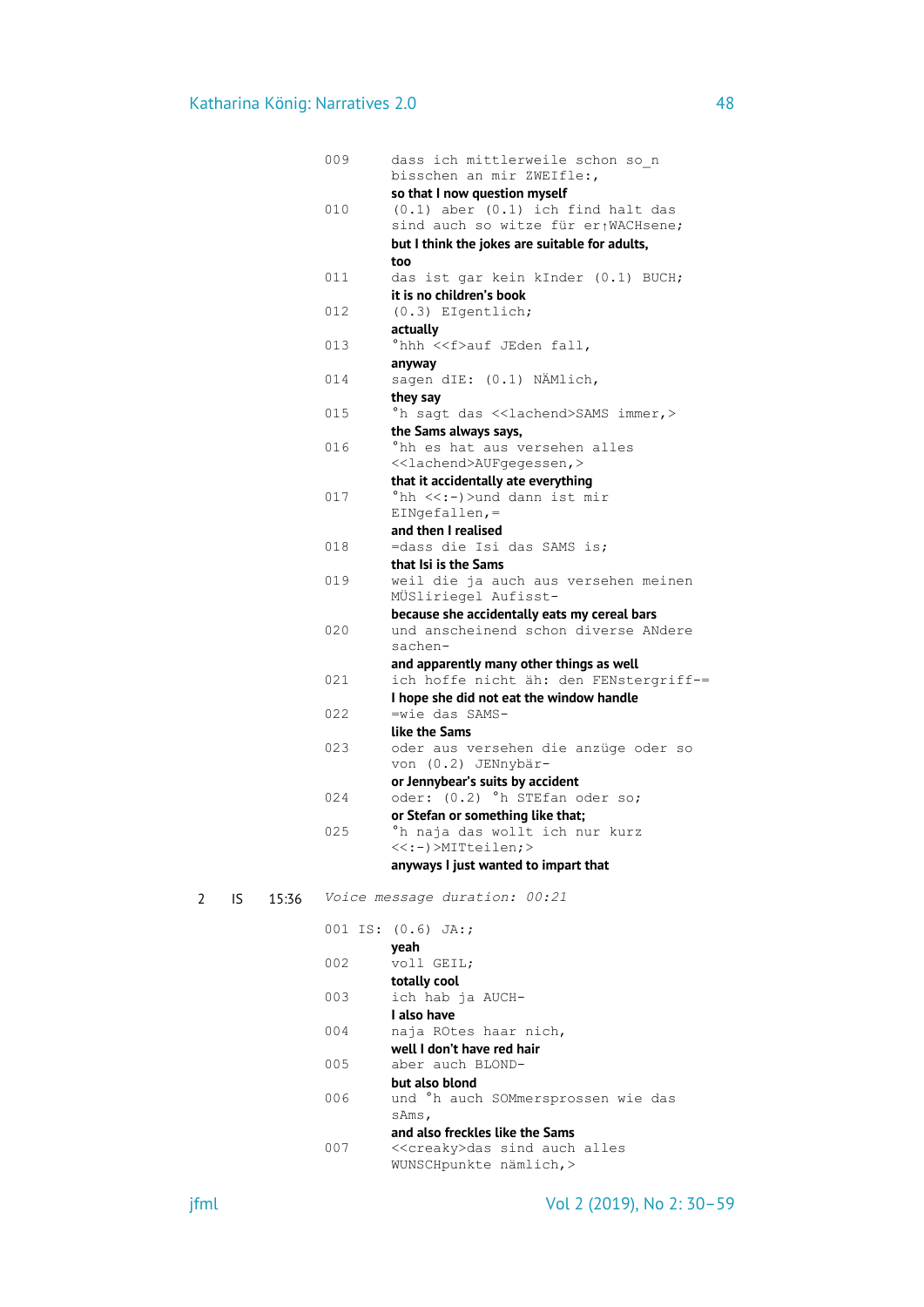```
009     dass ich mittlerweile schon so_n
        bisschen an mir ZWEIfle:,
```
**so that I now question myself**
```
010     (0.1) aber (0.1) ich find halt das
        sind auch so witze für er↑WACHsene;
```
**but I think the jokes are suitable for adults, too**
```
011     das ist gar kein kInder (0.1) BUCH;
```
**it is no children's book**
```
012     (0.3) EIgentlich;
```
**actually**
```
013     °hhh <<f>auf JEden fall,
```
**anyway**
```
014     sagen dIE: (0.1) NÄMlich,
```
**they say**
```
015     °h sagt das <<lachend>SAMS immer,>
```
**the Sams always says,**
```
016     °hh es hat aus versehen alles
        <<lachend>AUFgegessen,>
```
**that it accidentally ate everything**
```
017     °hh <<:-)>und dann ist mir
        EINgefallen,=
```
**and then I realised**
```
018     =dass die Isi das SAMS is;
```
**that Isi is the Sams**
```
019     weil die ja auch aus versehen meinen
        MÜSliriegel Aufisst-
```
**because she accidentally eats my cereal bars**
```
020     und anscheinend schon diverse ANdere
        sachen-
```
**and apparently many other things as well**
```
021     ich hoffe nicht äh: den FENstergriff-=
```
**I hope she did not eat the window handle**
```
022     =wie das SAMS-
```
**like the Sams**
```
023     oder aus versehen die anzüge oder so
        von (0.2) JENnybär-
```
**or Jennybear's suits by accident**
```
024     oder: (0.2) °h STEfan oder so;
```
**or Stefan or something like that;**
```
025     °h naja das wollt ich nur kurz
        <<:-)>MITteilen;>
```
**anyways I just wanted to impart that**

2 IS 15:36 *Voice message duration: 00:21*

```
001 IS: (0.6) JA:;
```
**yeah**
```
002     voll GEIL;
```
**totally cool**
```
003     ich hab ja AUCH-
```
**I also have**
```
004     naja ROtes haar nich,
```
**well I don't have red hair**
```
005     aber auch BLOND-
```
**but also blond**
```
006     und °h auch SOMmersprossen wie das
        sAms,
```
**and also freckles like the Sams**
```
007     <<creaky>das sind auch alles
        WUNSCHpunkte nämlich,>
```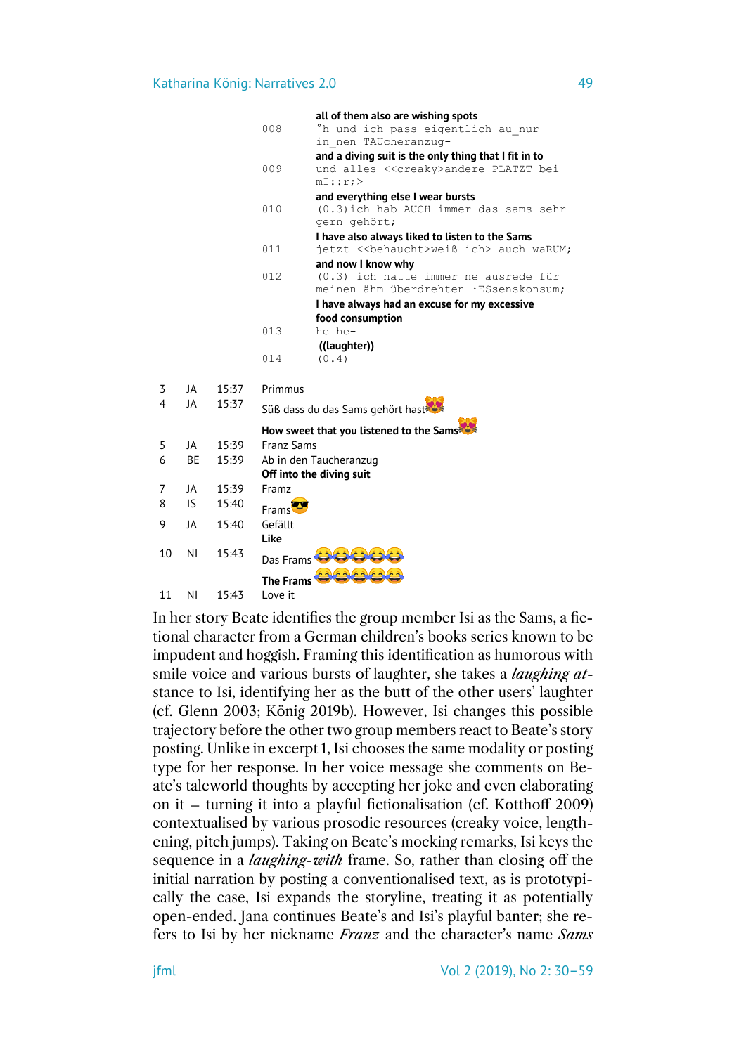```
                all of them also are wishing spots
        008     °h und ich pass eigentlich au_nur
                in_nen TAUcheranzug-
                and a diving suit is the only thing that I fit in to
        009     und alles <<creaky>andere PLATZT bei
                mI::r;>
                and everything else I wear bursts
        010     (0.3)ich hab AUCH immer das sams sehr
                gern gehört;
                I have also always liked to listen to the Sams
        011     jetzt <<behaucht>weiß ich> auch waRUM;
                and now I know why
        012     (0.3) ich hatte immer ne ausrede für
                meinen ähm überdrehten ↑ESsenskonsum;
                I have always had an excuse for my excessive
                food consumption
        013     he he-
                ((laughter))
        014     (0.4)
```

| | | | |
|---|---|---|---|
| 3 | JA | 15:37 | Primmus |
| 4 | JA | 15:37 | Süß dass du das Sams gehört hast😻<br>**How sweet that you listened to the Sams😻** |
| 5 | JA | 15:39 | Franz Sams |
| 6 | BE | 15:39 | Ab in den Taucheranzug<br>**Off into the diving suit** |
| 7 | JA | 15:39 | Framz |
| 8 | IS | 15:40 | Frams😎 |
| 9 | JA | 15:40 | Gefällt<br>**Like** |
| 10 | NI | 15:43 | Das Frams 😂😂😂😂😂<br>**The Frams 😂😂😂😂😂** |
| 11 | NI | 15:43 | Love it |

In her story Beate identifies the group member Isi as the Sams, a fictional character from a German children's books series known to be impudent and hoggish. Framing this identification as humorous with smile voice and various bursts of laughter, she takes a *laughing at*-stance to Isi, identifying her as the butt of the other users' laughter (cf. Glenn 2003; König 2019b). However, Isi changes this possible trajectory before the other two group members react to Beate's story posting. Unlike in excerpt 1, Isi chooses the same modality or posting type for her response. In her voice message she comments on Beate's taleworld thoughts by accepting her joke and even elaborating on it – turning it into a playful fictionalisation (cf. Kotthoff 2009) contextualised by various prosodic resources (creaky voice, lengthening, pitch jumps). Taking on Beate's mocking remarks, Isi keys the sequence in a *laughing-with* frame. So, rather than closing off the initial narration by posting a conventionalised text, as is prototypically the case, Isi expands the storyline, treating it as potentially open-ended. Jana continues Beate's and Isi's playful banter; she refers to Isi by her nickname *Franz* and the character's name *Sams*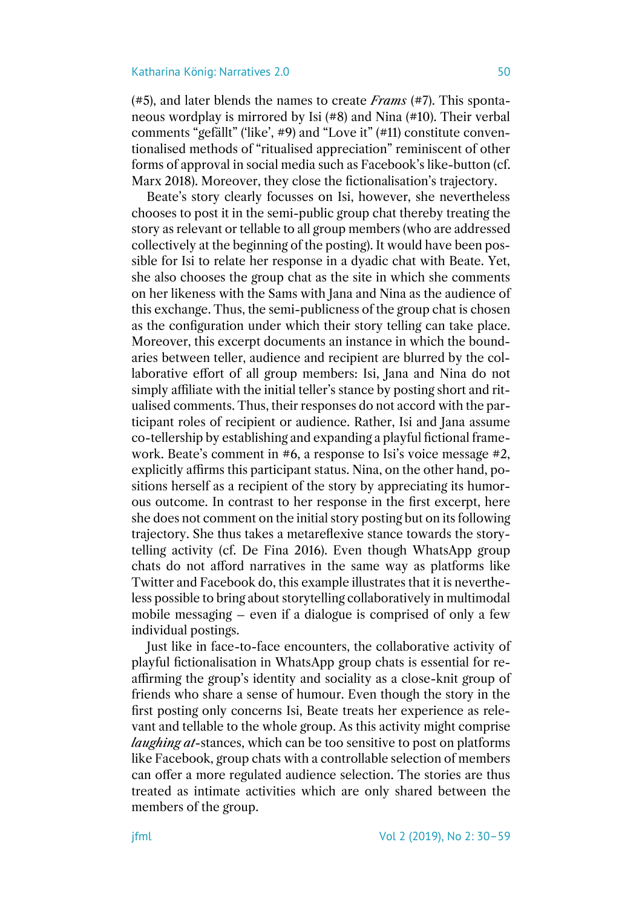(#5), and later blends the names to create *Frams* (#7). This spontaneous wordplay is mirrored by Isi (#8) and Nina (#10). Their verbal comments "gefällt" ('like', #9) and "Love it" (#11) constitute conventionalised methods of "ritualised appreciation" reminiscent of other forms of approval in social media such as Facebook's like-button (cf. Marx 2018). Moreover, they close the fictionalisation's trajectory.

Beate's story clearly focusses on Isi, however, she nevertheless chooses to post it in the semi-public group chat thereby treating the story as relevant or tellable to all group members (who are addressed collectively at the beginning of the posting). It would have been possible for Isi to relate her response in a dyadic chat with Beate. Yet, she also chooses the group chat as the site in which she comments on her likeness with the Sams with Jana and Nina as the audience of this exchange. Thus, the semi-publicness of the group chat is chosen as the configuration under which their story telling can take place. Moreover, this excerpt documents an instance in which the boundaries between teller, audience and recipient are blurred by the collaborative effort of all group members: Isi, Jana and Nina do not simply affiliate with the initial teller's stance by posting short and ritualised comments. Thus, their responses do not accord with the participant roles of recipient or audience. Rather, Isi and Jana assume co-tellership by establishing and expanding a playful fictional framework. Beate's comment in #6, a response to Isi's voice message #2, explicitly affirms this participant status. Nina, on the other hand, positions herself as a recipient of the story by appreciating its humorous outcome. In contrast to her response in the first excerpt, here she does not comment on the initial story posting but on its following trajectory. She thus takes a metareflexive stance towards the storytelling activity (cf. De Fina 2016). Even though WhatsApp group chats do not afford narratives in the same way as platforms like Twitter and Facebook do, this example illustrates that it is nevertheless possible to bring about storytelling collaboratively in multimodal mobile messaging – even if a dialogue is comprised of only a few individual postings.

Just like in face-to-face encounters, the collaborative activity of playful fictionalisation in WhatsApp group chats is essential for reaffirming the group's identity and sociality as a close-knit group of friends who share a sense of humour. Even though the story in the first posting only concerns Isi, Beate treats her experience as relevant and tellable to the whole group. As this activity might comprise *laughing at*-stances, which can be too sensitive to post on platforms like Facebook, group chats with a controllable selection of members can offer a more regulated audience selection. The stories are thus treated as intimate activities which are only shared between the members of the group.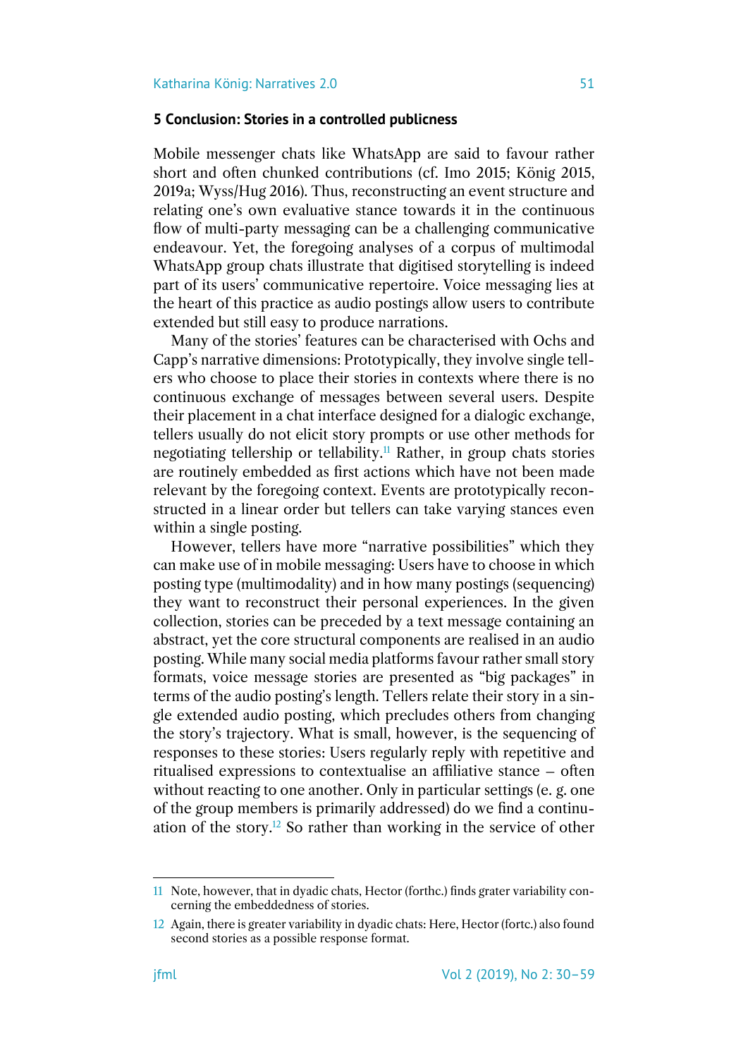## 5 Conclusion: Stories in a controlled publicness

Mobile messenger chats like WhatsApp are said to favour rather short and often chunked contributions (cf. Imo 2015; König 2015, 2019a; Wyss/Hug 2016). Thus, reconstructing an event structure and relating one's own evaluative stance towards it in the continuous flow of multi-party messaging can be a challenging communicative endeavour. Yet, the foregoing analyses of a corpus of multimodal WhatsApp group chats illustrate that digitised storytelling is indeed part of its users' communicative repertoire. Voice messaging lies at the heart of this practice as audio postings allow users to contribute extended but still easy to produce narrations.

Many of the stories' features can be characterised with Ochs and Capp's narrative dimensions: Prototypically, they involve single tellers who choose to place their stories in contexts where there is no continuous exchange of messages between several users. Despite their placement in a chat interface designed for a dialogic exchange, tellers usually do not elicit story prompts or use other methods for negotiating tellership or tellability.[11] Rather, in group chats stories are routinely embedded as first actions which have not been made relevant by the foregoing context. Events are prototypically reconstructed in a linear order but tellers can take varying stances even within a single posting.

However, tellers have more "narrative possibilities" which they can make use of in mobile messaging: Users have to choose in which posting type (multimodality) and in how many postings (sequencing) they want to reconstruct their personal experiences. In the given collection, stories can be preceded by a text message containing an abstract, yet the core structural components are realised in an audio posting. While many social media platforms favour rather small story formats, voice message stories are presented as "big packages" in terms of the audio posting's length. Tellers relate their story in a single extended audio posting, which precludes others from changing the story's trajectory. What is small, however, is the sequencing of responses to these stories: Users regularly reply with repetitive and ritualised expressions to contextualise an affiliative stance – often without reacting to one another. Only in particular settings (e. g. one of the group members is primarily addressed) do we find a continuation of the story.[12] So rather than working in the service of other

---

[11] Note, however, that in dyadic chats, Hector (forthc.) finds grater variability concerning the embeddedness of stories.

[12] Again, there is greater variability in dyadic chats: Here, Hector (fortc.) also found second stories as a possible response format.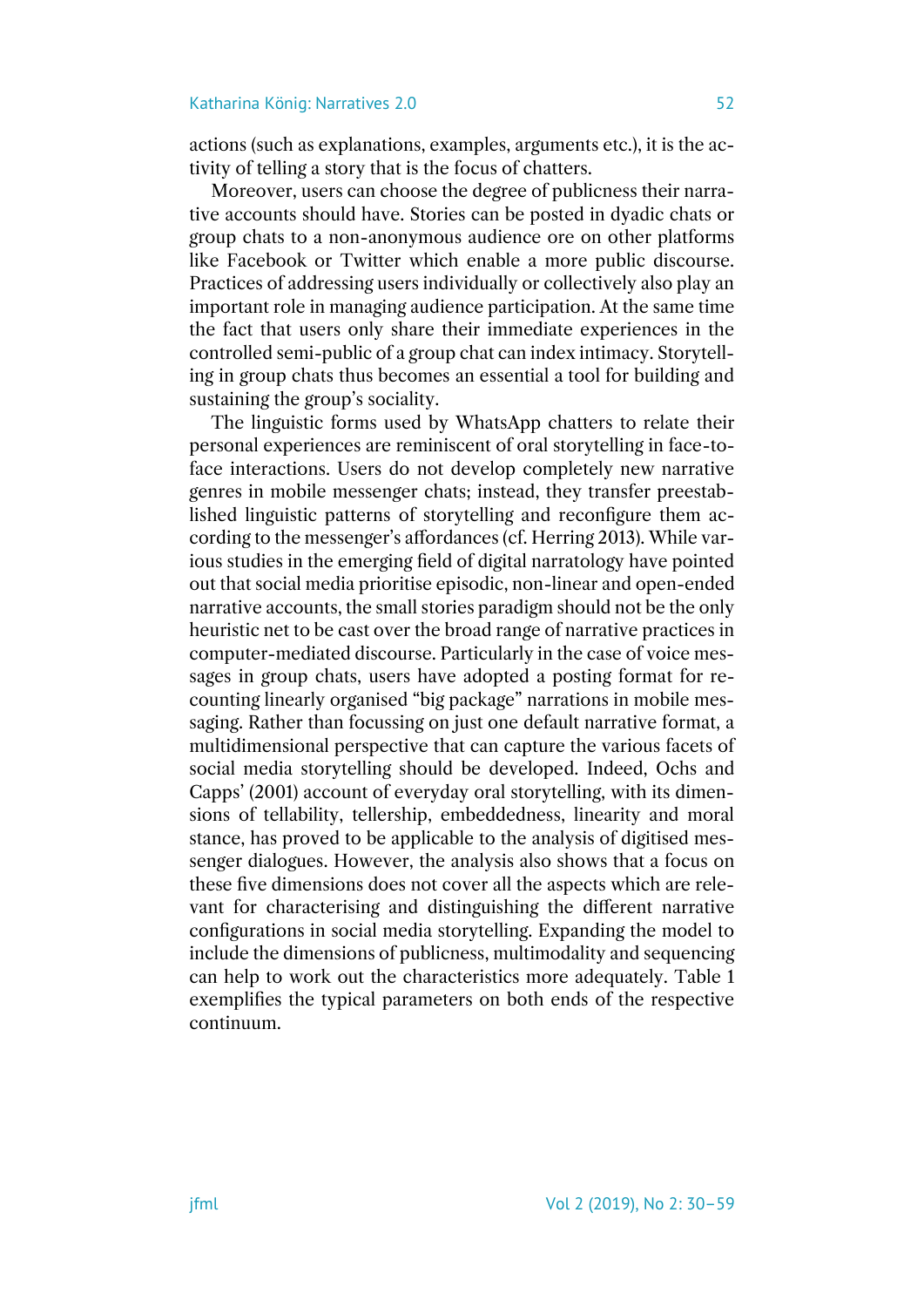actions (such as explanations, examples, arguments etc.), it is the activity of telling a story that is the focus of chatters.

Moreover, users can choose the degree of publicness their narrative accounts should have. Stories can be posted in dyadic chats or group chats to a non-anonymous audience ore on other platforms like Facebook or Twitter which enable a more public discourse. Practices of addressing users individually or collectively also play an important role in managing audience participation. At the same time the fact that users only share their immediate experiences in the controlled semi-public of a group chat can index intimacy. Storytelling in group chats thus becomes an essential a tool for building and sustaining the group's sociality.

The linguistic forms used by WhatsApp chatters to relate their personal experiences are reminiscent of oral storytelling in face-to-face interactions. Users do not develop completely new narrative genres in mobile messenger chats; instead, they transfer preestablished linguistic patterns of storytelling and reconfigure them according to the messenger's affordances (cf. Herring 2013). While various studies in the emerging field of digital narratology have pointed out that social media prioritise episodic, non-linear and open-ended narrative accounts, the small stories paradigm should not be the only heuristic net to be cast over the broad range of narrative practices in computer-mediated discourse. Particularly in the case of voice messages in group chats, users have adopted a posting format for recounting linearly organised "big package" narrations in mobile messaging. Rather than focussing on just one default narrative format, a multidimensional perspective that can capture the various facets of social media storytelling should be developed. Indeed, Ochs and Capps' (2001) account of everyday oral storytelling, with its dimensions of tellability, tellership, embeddedness, linearity and moral stance, has proved to be applicable to the analysis of digitised messenger dialogues. However, the analysis also shows that a focus on these five dimensions does not cover all the aspects which are relevant for characterising and distinguishing the different narrative configurations in social media storytelling. Expanding the model to include the dimensions of publicness, multimodality and sequencing can help to work out the characteristics more adequately. Table 1 exemplifies the typical parameters on both ends of the respective continuum.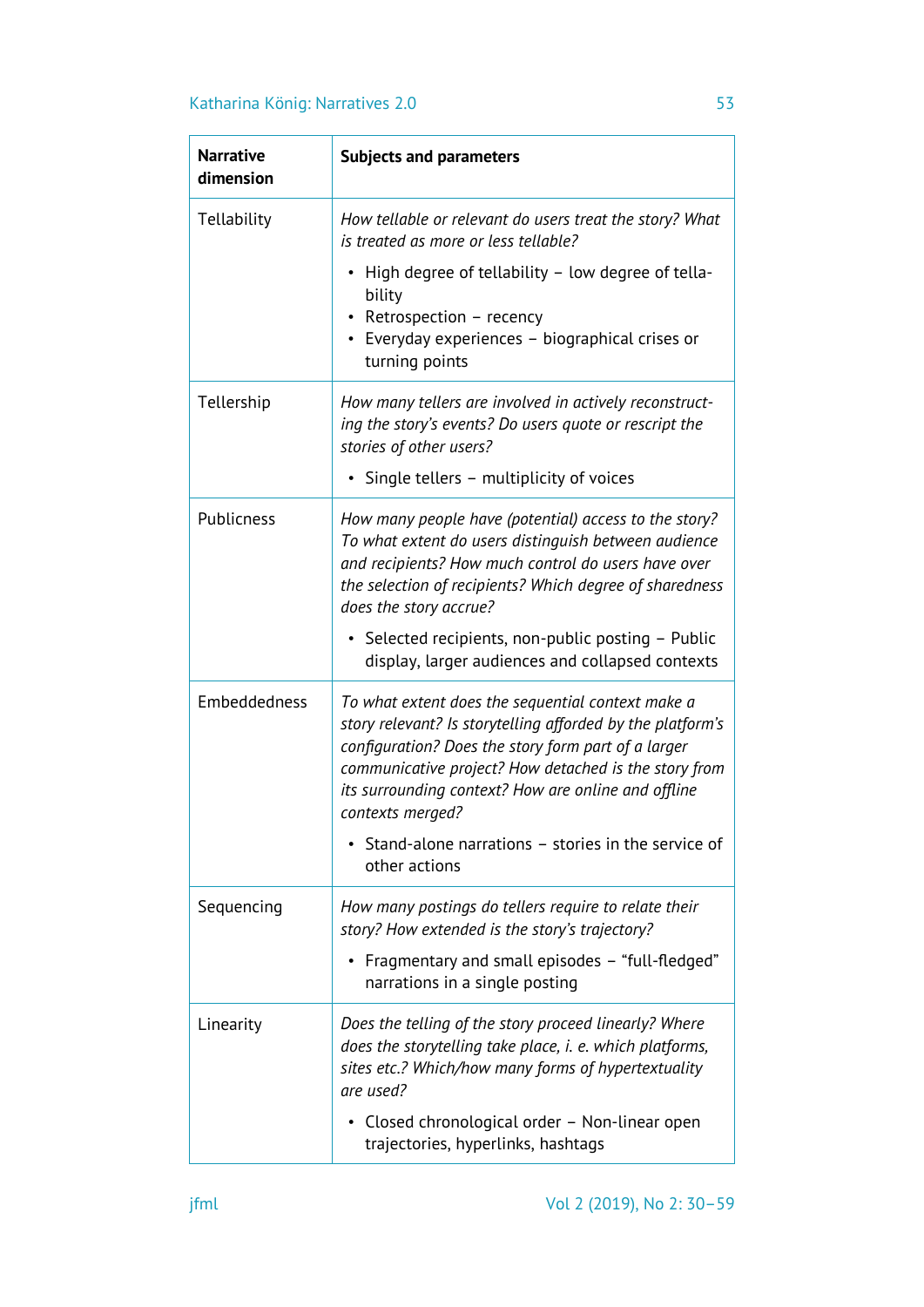| **Narrative dimension** | **Subjects and parameters** |
|---|---|
| Tellability | *How tellable or relevant do users treat the story? What is treated as more or less tellable?*<br>• High degree of tellability – low degree of tellability<br>• Retrospection – recency<br>• Everyday experiences – biographical crises or turning points |
| Tellership | *How many tellers are involved in actively reconstructing the story's events? Do users quote or rescript the stories of other users?*<br>• Single tellers – multiplicity of voices |
| Publicness | *How many people have (potential) access to the story? To what extent do users distinguish between audience and recipients? How much control do users have over the selection of recipients? Which degree of sharedness does the story accrue?*<br>• Selected recipients, non-public posting – Public display, larger audiences and collapsed contexts |
| Embeddedness | *To what extent does the sequential context make a story relevant? Is storytelling afforded by the platform's configuration? Does the story form part of a larger communicative project? How detached is the story from its surrounding context? How are online and offline contexts merged?*<br>• Stand-alone narrations – stories in the service of other actions |
| Sequencing | *How many postings do tellers require to relate their story? How extended is the story's trajectory?*<br>• Fragmentary and small episodes – "full-fledged" narrations in a single posting |
| Linearity | *Does the telling of the story proceed linearly? Where does the storytelling take place, i. e. which platforms, sites etc.? Which/how many forms of hypertextuality are used?*<br>• Closed chronological order – Non-linear open trajectories, hyperlinks, hashtags |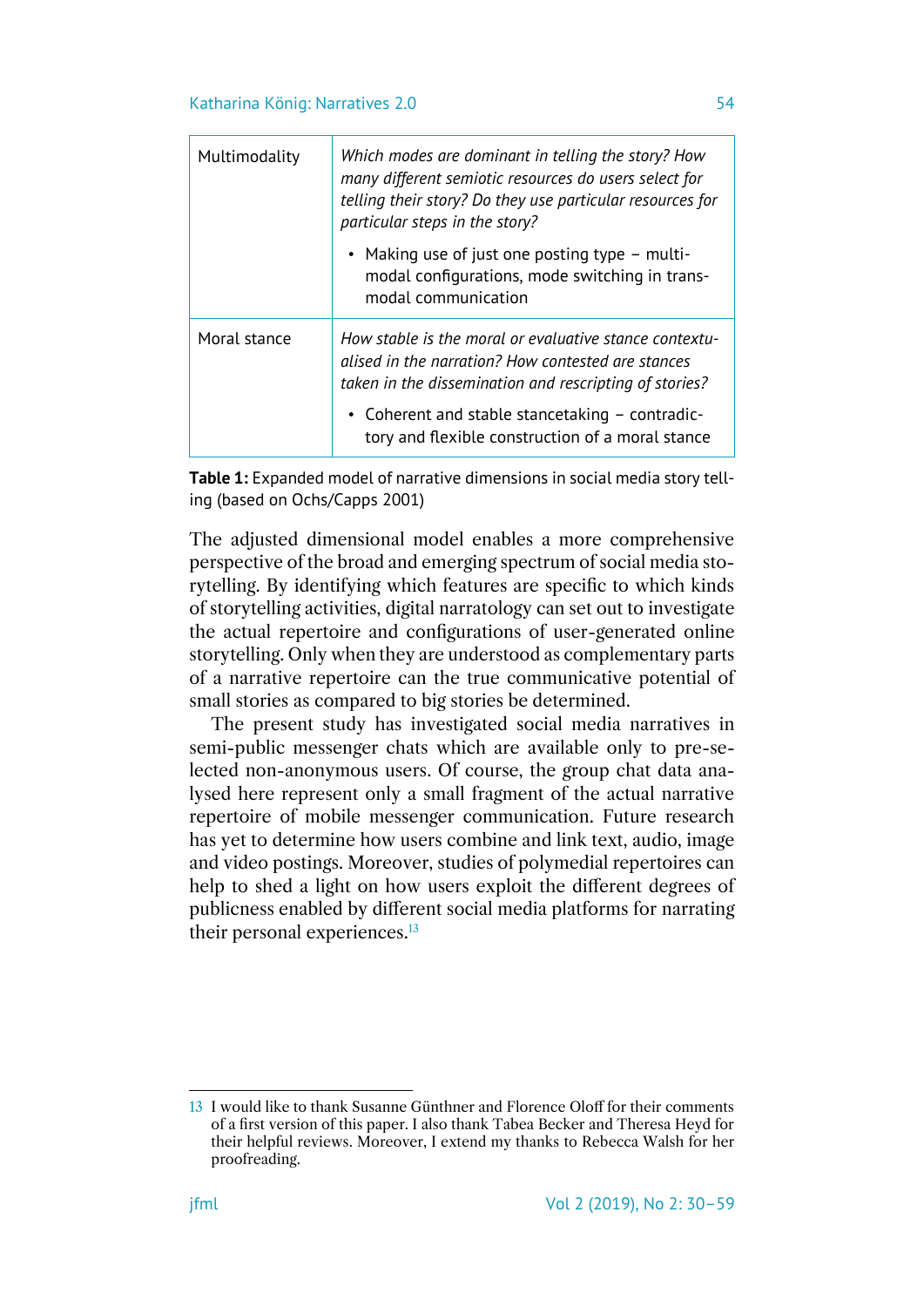| | |
|---|---|
| Multimodality | *Which modes are dominant in telling the story? How many different semiotic resources do users select for telling their story? Do they use particular resources for particular steps in the story?*<br><br>• Making use of just one posting type – multimodal configurations, mode switching in transmodal communication |
| Moral stance | *How stable is the moral or evaluative stance contextualised in the narration? How contested are stances taken in the dissemination and rescripting of stories?*<br><br>• Coherent and stable stancetaking – contradictory and flexible construction of a moral stance |

**Table 1:** Expanded model of narrative dimensions in social media story telling (based on Ochs/Capps 2001)

The adjusted dimensional model enables a more comprehensive perspective of the broad and emerging spectrum of social media storytelling. By identifying which features are specific to which kinds of storytelling activities, digital narratology can set out to investigate the actual repertoire and configurations of user-generated online storytelling. Only when they are understood as complementary parts of a narrative repertoire can the true communicative potential of small stories as compared to big stories be determined.

The present study has investigated social media narratives in semi-public messenger chats which are available only to pre-selected non-anonymous users. Of course, the group chat data analysed here represent only a small fragment of the actual narrative repertoire of mobile messenger communication. Future research has yet to determine how users combine and link text, audio, image and video postings. Moreover, studies of polymedial repertoires can help to shed a light on how users exploit the different degrees of publicness enabled by different social media platforms for narrating their personal experiences.[13]

---

13 I would like to thank Susanne Günthner and Florence Oloff for their comments of a first version of this paper. I also thank Tabea Becker and Theresa Heyd for their helpful reviews. Moreover, I extend my thanks to Rebecca Walsh for her proofreading.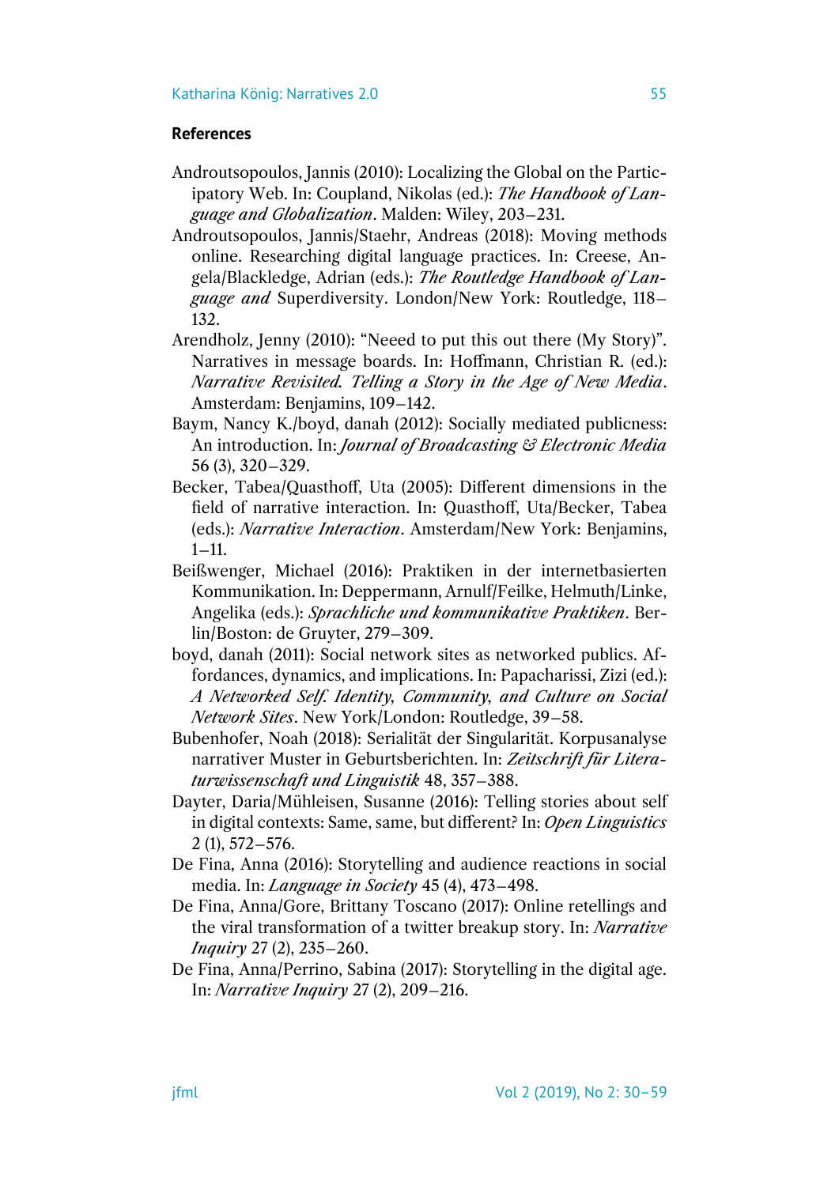## References

Androutsopoulos, Jannis (2010): Localizing the Global on the Participatory Web. In: Coupland, Nikolas (ed.): *The Handbook of Language and Globalization*. Malden: Wiley, 203–231.

Androutsopoulos, Jannis/Staehr, Andreas (2018): Moving methods online. Researching digital language practices. In: Creese, Angela/Blackledge, Adrian (eds.): *The Routledge Handbook of Language and* Superdiversity. London/New York: Routledge, 118–132.

Arendholz, Jenny (2010): "Neeed to put this out there (My Story)". Narratives in message boards. In: Hoffmann, Christian R. (ed.): *Narrative Revisited. Telling a Story in the Age of New Media*. Amsterdam: Benjamins, 109–142.

Baym, Nancy K./boyd, danah (2012): Socially mediated publicness: An introduction. In: *Journal of Broadcasting & Electronic Media* 56 (3), 320–329.

Becker, Tabea/Quasthoff, Uta (2005): Different dimensions in the field of narrative interaction. In: Quasthoff, Uta/Becker, Tabea (eds.): *Narrative Interaction*. Amsterdam/New York: Benjamins, 1–11.

Beißwenger, Michael (2016): Praktiken in der internetbasierten Kommunikation. In: Deppermann, Arnulf/Feilke, Helmuth/Linke, Angelika (eds.): *Sprachliche und kommunikative Praktiken*. Berlin/Boston: de Gruyter, 279–309.

boyd, danah (2011): Social network sites as networked publics. Affordances, dynamics, and implications. In: Papacharissi, Zizi (ed.): *A Networked Self. Identity, Community, and Culture on Social Network Sites*. New York/London: Routledge, 39–58.

Bubenhofer, Noah (2018): Serialität der Singularität. Korpusanalyse narrativer Muster in Geburtsberichten. In: *Zeitschrift für Literaturwissenschaft und Linguistik* 48, 357–388.

Dayter, Daria/Mühleisen, Susanne (2016): Telling stories about self in digital contexts: Same, same, but different? In: *Open Linguistics* 2 (1), 572–576.

De Fina, Anna (2016): Storytelling and audience reactions in social media. In: *Language in Society* 45 (4), 473–498.

De Fina, Anna/Gore, Brittany Toscano (2017): Online retellings and the viral transformation of a twitter breakup story. In: *Narrative Inquiry* 27 (2), 235–260.

De Fina, Anna/Perrino, Sabina (2017): Storytelling in the digital age. In: *Narrative Inquiry* 27 (2), 209–216.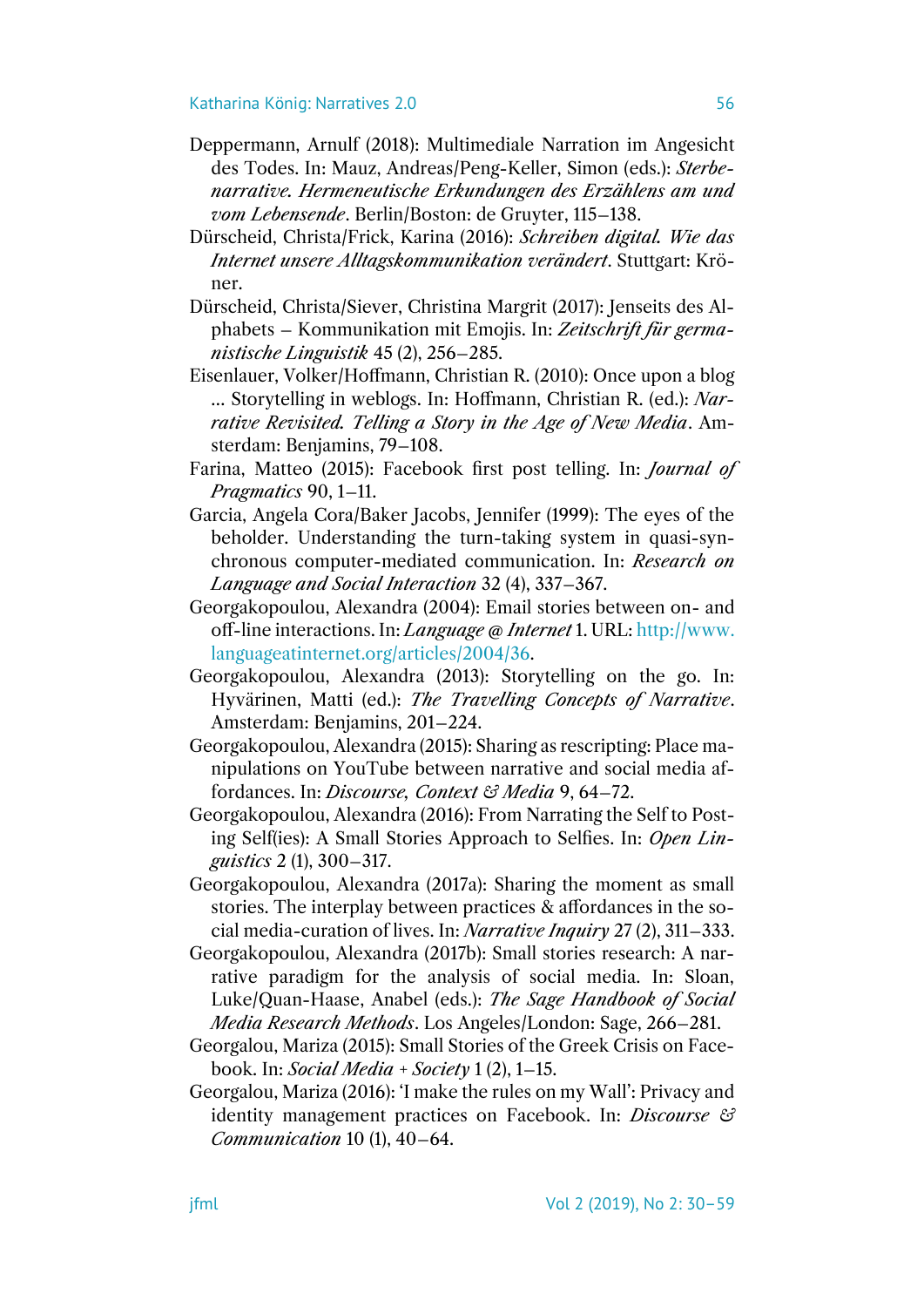Deppermann, Arnulf (2018): Multimediale Narration im Angesicht des Todes. In: Mauz, Andreas/Peng-Keller, Simon (eds.): *Sterbenarrative. Hermeneutische Erkundungen des Erzählens am und vom Lebensende*. Berlin/Boston: de Gruyter, 115–138.

Dürscheid, Christa/Frick, Karina (2016): *Schreiben digital. Wie das Internet unsere Alltagskommunikation verändert*. Stuttgart: Kröner.

Dürscheid, Christa/Siever, Christina Margrit (2017): Jenseits des Alphabets – Kommunikation mit Emojis. In: *Zeitschrift für germanistische Linguistik* 45 (2), 256–285.

Eisenlauer, Volker/Hoffmann, Christian R. (2010): Once upon a blog ... Storytelling in weblogs. In: Hoffmann, Christian R. (ed.): *Narrative Revisited. Telling a Story in the Age of New Media*. Amsterdam: Benjamins, 79–108.

Farina, Matteo (2015): Facebook first post telling. In: *Journal of Pragmatics* 90, 1–11.

Garcia, Angela Cora/Baker Jacobs, Jennifer (1999): The eyes of the beholder. Understanding the turn-taking system in quasi-synchronous computer-mediated communication. In: *Research on Language and Social Interaction* 32 (4), 337–367.

Georgakopoulou, Alexandra (2004): Email stories between on- and off-line interactions. In: *Language @ Internet* 1. URL: http://www.languageatinternet.org/articles/2004/36.

Georgakopoulou, Alexandra (2013): Storytelling on the go. In: Hyvärinen, Matti (ed.): *The Travelling Concepts of Narrative*. Amsterdam: Benjamins, 201–224.

Georgakopoulou, Alexandra (2015): Sharing as rescripting: Place manipulations on YouTube between narrative and social media affordances. In: *Discourse, Context & Media* 9, 64–72.

Georgakopoulou, Alexandra (2016): From Narrating the Self to Posting Self(ies): A Small Stories Approach to Selfies. In: *Open Linguistics* 2 (1), 300–317.

Georgakopoulou, Alexandra (2017a): Sharing the moment as small stories. The interplay between practices & affordances in the social media-curation of lives. In: *Narrative Inquiry* 27 (2), 311–333.

Georgakopoulou, Alexandra (2017b): Small stories research: A narrative paradigm for the analysis of social media. In: Sloan, Luke/Quan-Haase, Anabel (eds.): *The Sage Handbook of Social Media Research Methods*. Los Angeles/London: Sage, 266–281.

Georgalou, Mariza (2015): Small Stories of the Greek Crisis on Facebook. In: *Social Media + Society* 1 (2), 1–15.

Georgalou, Mariza (2016): 'I make the rules on my Wall': Privacy and identity management practices on Facebook. In: *Discourse & Communication* 10 (1), 40–64.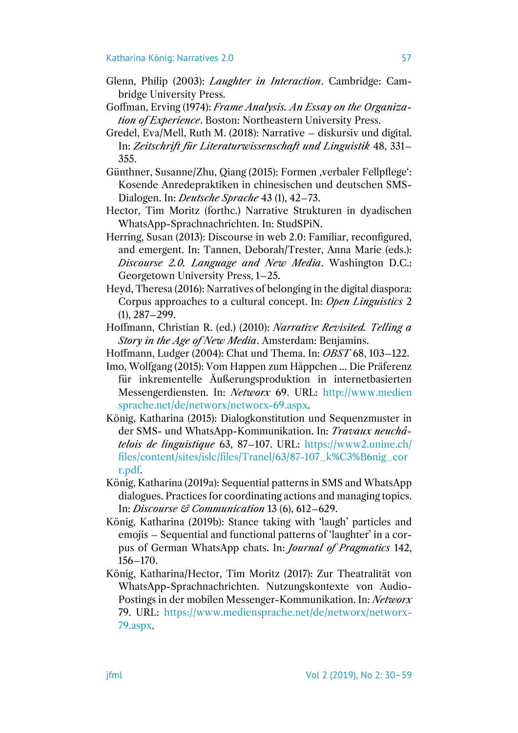Glenn, Philip (2003): *Laughter in Interaction*. Cambridge: Cambridge University Press.

Goffman, Erving (1974): *Frame Analysis. An Essay on the Organization of Experience*. Boston: Northeastern University Press.

Gredel, Eva/Mell, Ruth M. (2018): Narrative – diskursiv und digital. In: *Zeitschrift für Literaturwissenschaft und Linguistik* 48, 331–355.

Günthner, Susanne/Zhu, Qiang (2015): Formen ‚verbaler Fellpflege': Kosende Anredepraktiken in chinesischen und deutschen SMS-Dialogen. In: *Deutsche Sprache* 43 (1), 42–73.

Hector, Tim Moritz (forthc.) Narrative Strukturen in dyadischen WhatsApp-Sprachnachrichten. In: StudSPiN.

Herring, Susan (2013): Discourse in web 2.0: Familiar, reconfigured, and emergent. In: Tannen, Deborah/Trester, Anna Marie (eds.): *Discourse 2.0. Language and New Media*. Washington D.C.: Georgetown University Press, 1–25.

Heyd, Theresa (2016): Narratives of belonging in the digital diaspora: Corpus approaches to a cultural concept. In: *Open Linguistics* 2 (1), 287–299.

Hoffmann, Christian R. (ed.) (2010): *Narrative Revisited. Telling a Story in the Age of New Media*. Amsterdam: Benjamins.

Hoffmann, Ludger (2004): Chat und Thema. In: *OBST* 68, 103–122.

Imo, Wolfgang (2015): Vom Happen zum Häppchen ... Die Präferenz für inkrementelle Äußerungsproduktion in internetbasierten Messengerdiensten. In: *Networx* 69. URL: http://www.mediensprache.net/de/networx/networx-69.aspx.

König, Katharina (2015): Dialogkonstitution und Sequenzmuster in der SMS- und WhatsApp-Kommunikation. In: *Travaux neuchâtelois de linguistique* 63, 87–107. URL: https://www2.unine.ch/files/content/sites/islc/files/Tranel/63/87-107_k%C3%B6nig_corr.pdf.

König, Katharina (2019a): Sequential patterns in SMS and WhatsApp dialogues. Practices for coordinating actions and managing topics. In: *Discourse & Communication* 13 (6), 612–629.

König, Katharina (2019b): Stance taking with 'laugh' particles and emojis – Sequential and functional patterns of 'laughter' in a corpus of German WhatsApp chats. In: *Journal of Pragmatics* 142, 156–170.

König, Katharina/Hector, Tim Moritz (2017): Zur Theatralität von WhatsApp-Sprachnachrichten. Nutzungskontexte von Audio-Postings in der mobilen Messenger-Kommunikation. In: *Networx* 79. URL: https://www.mediensprache.net/de/networx/networx-79.aspx.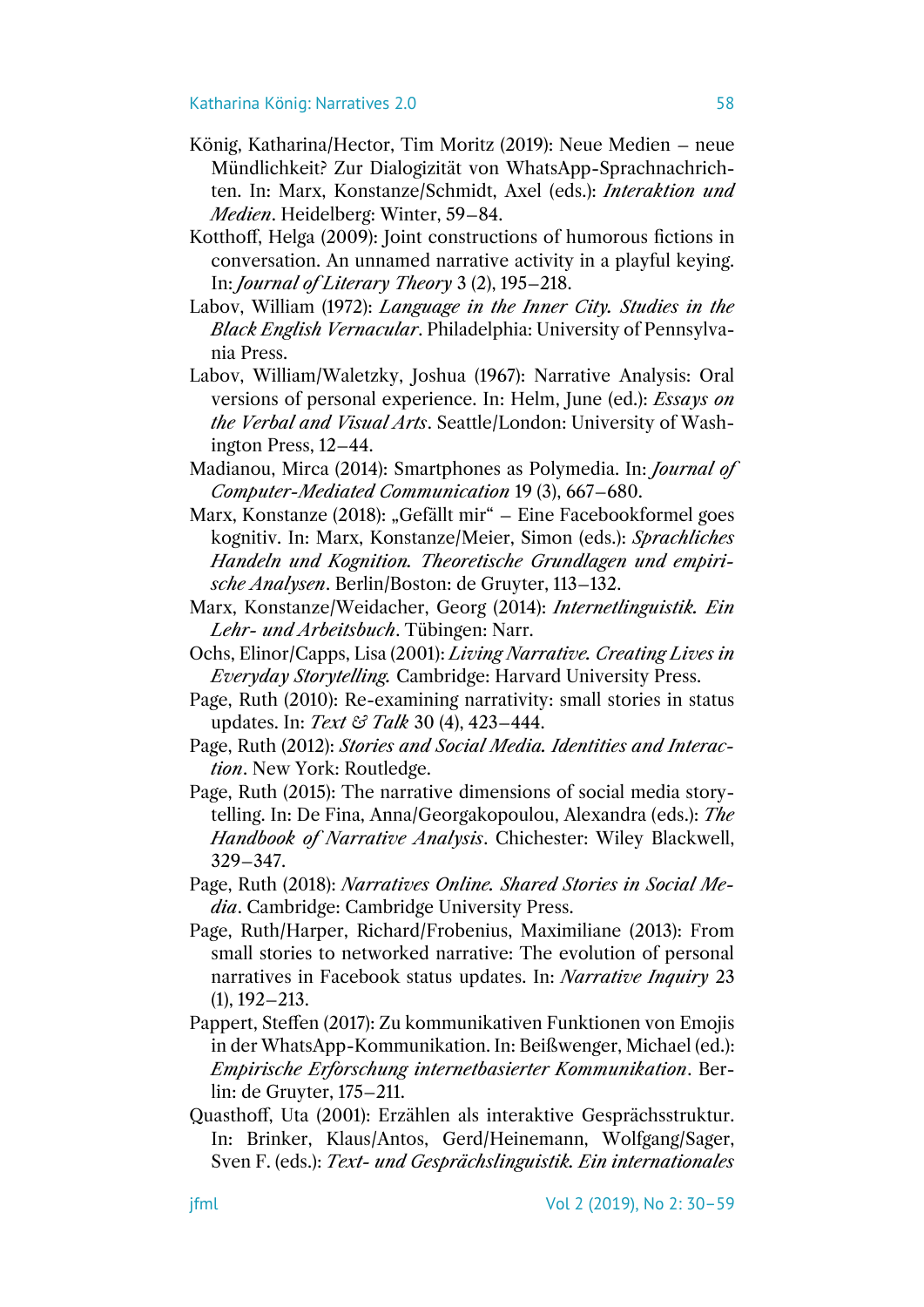König, Katharina/Hector, Tim Moritz (2019): Neue Medien – neue Mündlichkeit? Zur Dialogizität von WhatsApp-Sprachnachrichten. In: Marx, Konstanze/Schmidt, Axel (eds.): *Interaktion und Medien*. Heidelberg: Winter, 59–84.

Kotthoff, Helga (2009): Joint constructions of humorous fictions in conversation. An unnamed narrative activity in a playful keying. In: *Journal of Literary Theory* 3 (2), 195–218.

Labov, William (1972): *Language in the Inner City. Studies in the Black English Vernacular*. Philadelphia: University of Pennsylvania Press.

Labov, William/Waletzky, Joshua (1967): Narrative Analysis: Oral versions of personal experience. In: Helm, June (ed.): *Essays on the Verbal and Visual Arts*. Seattle/London: University of Washington Press, 12–44.

Madianou, Mirca (2014): Smartphones as Polymedia. In: *Journal of Computer-Mediated Communication* 19 (3), 667–680.

Marx, Konstanze (2018): „Gefällt mir" – Eine Facebookformel goes kognitiv. In: Marx, Konstanze/Meier, Simon (eds.): *Sprachliches Handeln und Kognition. Theoretische Grundlagen und empirische Analysen*. Berlin/Boston: de Gruyter, 113–132.

Marx, Konstanze/Weidacher, Georg (2014): *Internetlinguistik. Ein Lehr- und Arbeitsbuch*. Tübingen: Narr.

Ochs, Elinor/Capps, Lisa (2001): *Living Narrative. Creating Lives in Everyday Storytelling.* Cambridge: Harvard University Press.

Page, Ruth (2010): Re-examining narrativity: small stories in status updates. In: *Text & Talk* 30 (4), 423–444.

Page, Ruth (2012): *Stories and Social Media. Identities and Interaction*. New York: Routledge.

Page, Ruth (2015): The narrative dimensions of social media storytelling. In: De Fina, Anna/Georgakopoulou, Alexandra (eds.): *The Handbook of Narrative Analysis*. Chichester: Wiley Blackwell, 329–347.

Page, Ruth (2018): *Narratives Online. Shared Stories in Social Media*. Cambridge: Cambridge University Press.

Page, Ruth/Harper, Richard/Frobenius, Maximiliane (2013): From small stories to networked narrative: The evolution of personal narratives in Facebook status updates. In: *Narrative Inquiry* 23 (1), 192–213.

Pappert, Steffen (2017): Zu kommunikativen Funktionen von Emojis in der WhatsApp-Kommunikation. In: Beißwenger, Michael (ed.): *Empirische Erforschung internetbasierter Kommunikation*. Berlin: de Gruyter, 175–211.

Quasthoff, Uta (2001): Erzählen als interaktive Gesprächsstruktur. In: Brinker, Klaus/Antos, Gerd/Heinemann, Wolfgang/Sager, Sven F. (eds.): *Text- und Gesprächslinguistik. Ein internationales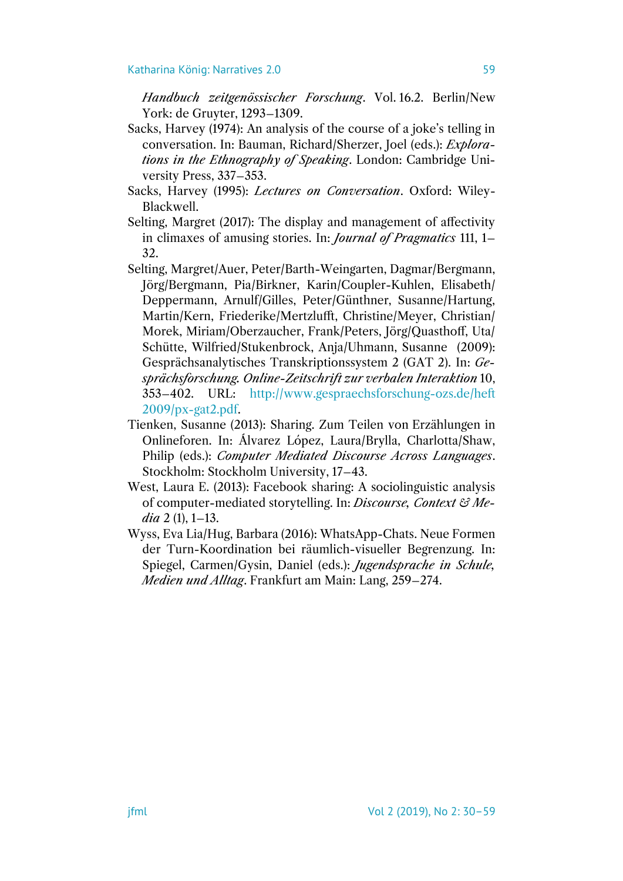*Handbuch zeitgenössischer Forschung*. Vol. 16.2. Berlin/New York: de Gruyter, 1293–1309.

Sacks, Harvey (1974): An analysis of the course of a joke's telling in conversation. In: Bauman, Richard/Sherzer, Joel (eds.): *Explorations in the Ethnography of Speaking*. London: Cambridge University Press, 337–353.

Sacks, Harvey (1995): *Lectures on Conversation*. Oxford: Wiley-Blackwell.

Selting, Margret (2017): The display and management of affectivity in climaxes of amusing stories. In: *Journal of Pragmatics* 111, 1–32.

Selting, Margret/Auer, Peter/Barth-Weingarten, Dagmar/Bergmann, Jörg/Bergmann, Pia/Birkner, Karin/Coupler-Kuhlen, Elisabeth/Deppermann, Arnulf/Gilles, Peter/Günthner, Susanne/Hartung, Martin/Kern, Friederike/Mertzlufft, Christine/Meyer, Christian/Morek, Miriam/Oberzaucher, Frank/Peters, Jörg/Quasthoff, Uta/Schütte, Wilfried/Stukenbrock, Anja/Uhmann, Susanne (2009): Gesprächsanalytisches Transkriptionssystem 2 (GAT 2). In: *Gesprächsforschung. Online-Zeitschrift zur verbalen Interaktion* 10, 353–402. URL: http://www.gespraechsforschung-ozs.de/heft2009/px-gat2.pdf.

Tienken, Susanne (2013): Sharing. Zum Teilen von Erzählungen in Onlineforen. In: Álvarez López, Laura/Brylla, Charlotta/Shaw, Philip (eds.): *Computer Mediated Discourse Across Languages*. Stockholm: Stockholm University, 17–43.

West, Laura E. (2013): Facebook sharing: A sociolinguistic analysis of computer-mediated storytelling. In: *Discourse, Context & Media* 2 (1), 1–13.

Wyss, Eva Lia/Hug, Barbara (2016): WhatsApp-Chats. Neue Formen der Turn-Koordination bei räumlich-visueller Begrenzung. In: Spiegel, Carmen/Gysin, Daniel (eds.): *Jugendsprache in Schule, Medien und Alltag*. Frankfurt am Main: Lang, 259–274.